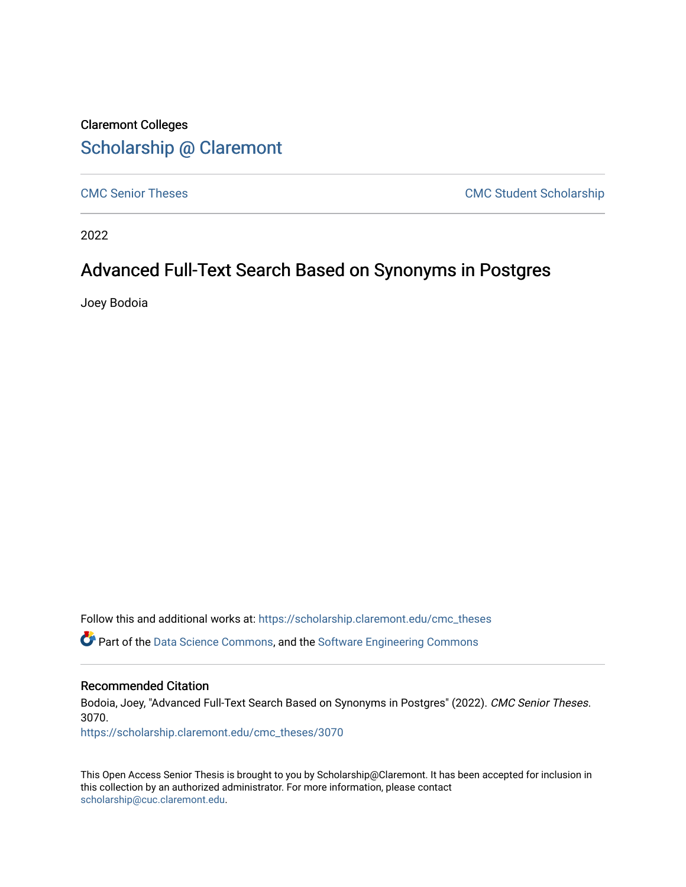Claremont Colleges

# Scholarship @ Claremont

CMC Senior Theses

CMC Student Scholarship

2022

## Advanced Full-Text Search Based on Synonyms in Postgres

Joey Bodoia

Follow this and additional works at: https://scholarship.claremont.edu/cmc_theses

Part of the Data Science Commons, and the Software Engineering Commons

### Recommended Citation

Bodoia, Joey, "Advanced Full-Text Search Based on Synonyms in Postgres" (2022). *CMC Senior Theses*. 3070.
https://scholarship.claremont.edu/cmc_theses/3070

This Open Access Senior Thesis is brought to you by Scholarship@Claremont. It has been accepted for inclusion in this collection by an authorized administrator. For more information, please contact scholarship@cuc.claremont.edu.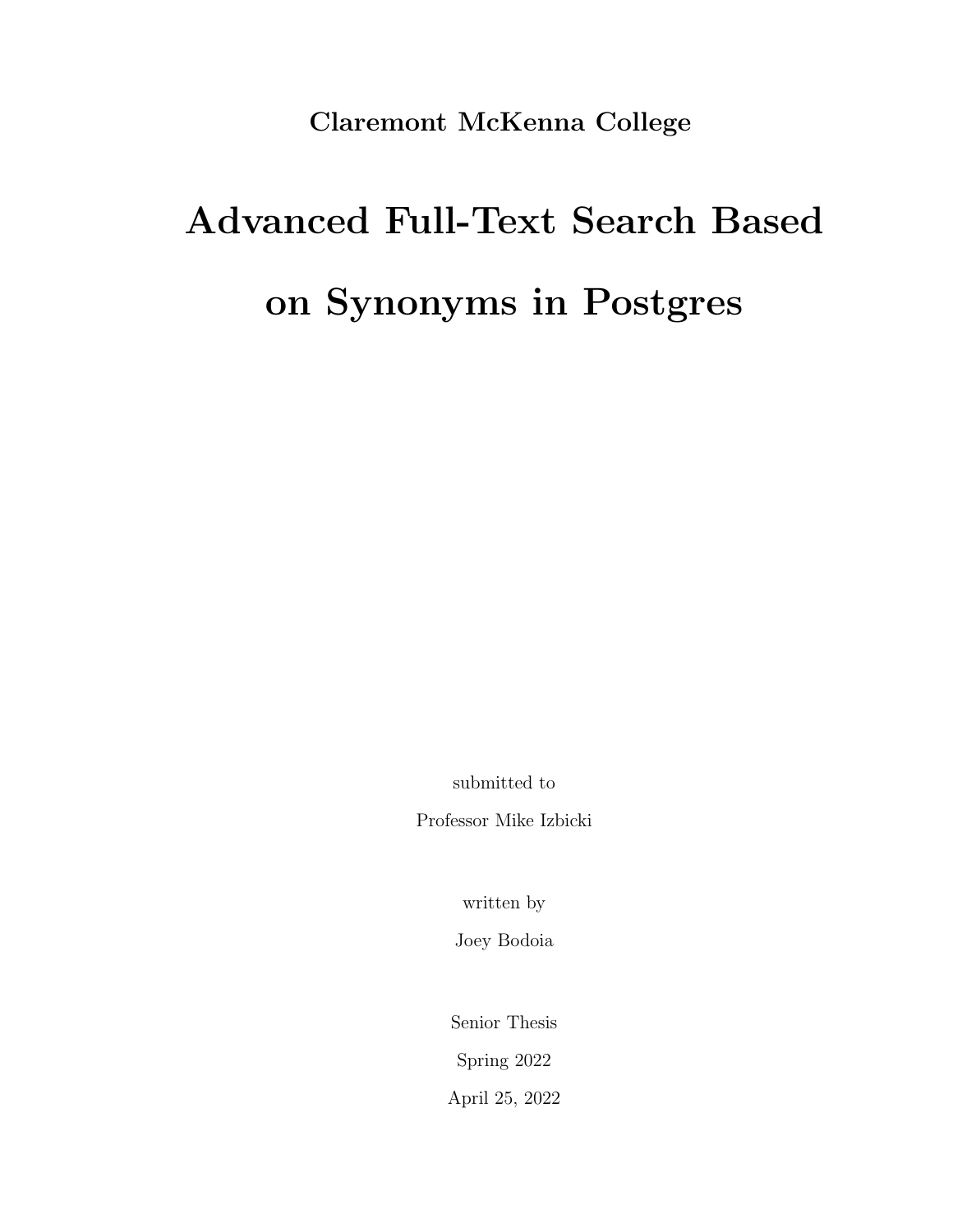**Claremont McKenna College**

# Advanced Full-Text Search Based on Synonyms in Postgres

submitted to

Professor Mike Izbicki

written by

Joey Bodoia

Senior Thesis

Spring 2022

April 25, 2022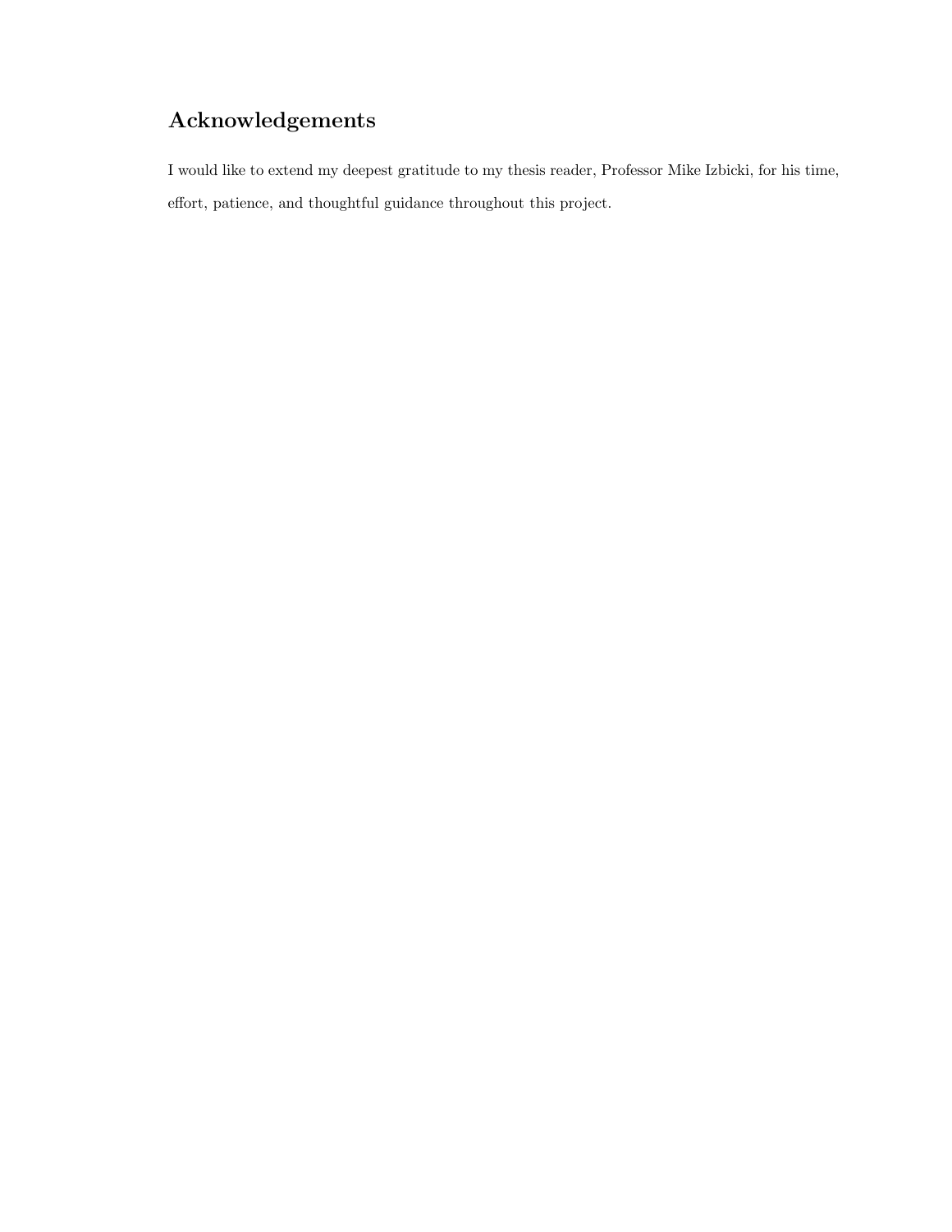## Acknowledgements

I would like to extend my deepest gratitude to my thesis reader, Professor Mike Izbicki, for his time, effort, patience, and thoughtful guidance throughout this project.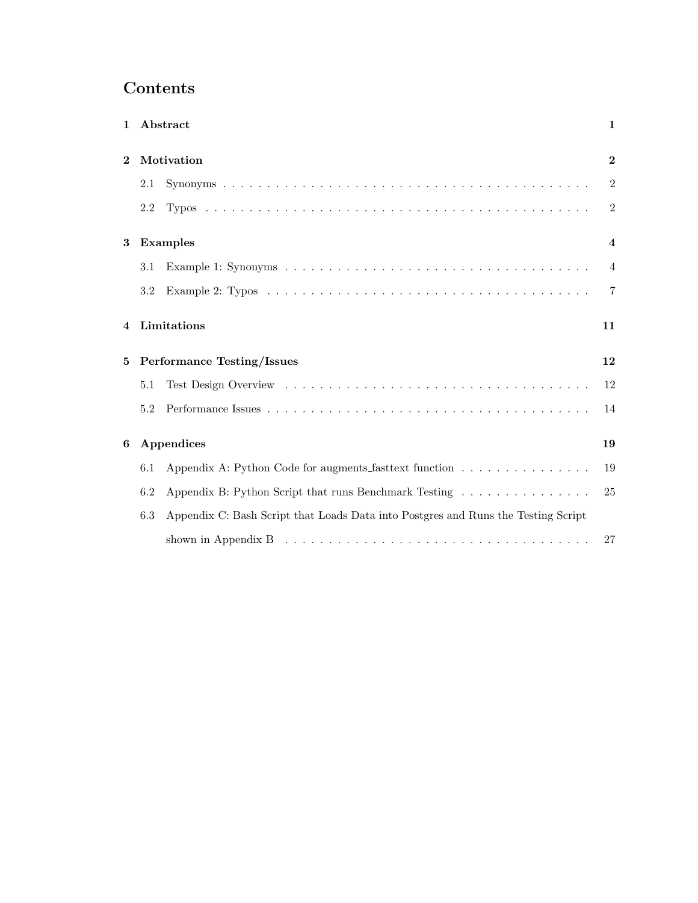# Contents

| | | |
|---|---|---|
| **1** | **Abstract** | **1** |
| **2** | **Motivation** | **2** |
| | 2.1 Synonyms | 2 |
| | 2.2 Typos | 2 |
| **3** | **Examples** | **4** |
| | 3.1 Example 1: Synonyms | 4 |
| | 3.2 Example 2: Typos | 7 |
| **4** | **Limitations** | **11** |
| **5** | **Performance Testing/Issues** | **12** |
| | 5.1 Test Design Overview | 12 |
| | 5.2 Performance Issues | 14 |
| **6** | **Appendices** | **19** |
| | 6.1 Appendix A: Python Code for augments_fasttext function | 19 |
| | 6.2 Appendix B: Python Script that runs Benchmark Testing | 25 |
| | 6.3 Appendix C: Bash Script that Loads Data into Postgres and Runs the Testing Script shown in Appendix B | 27 |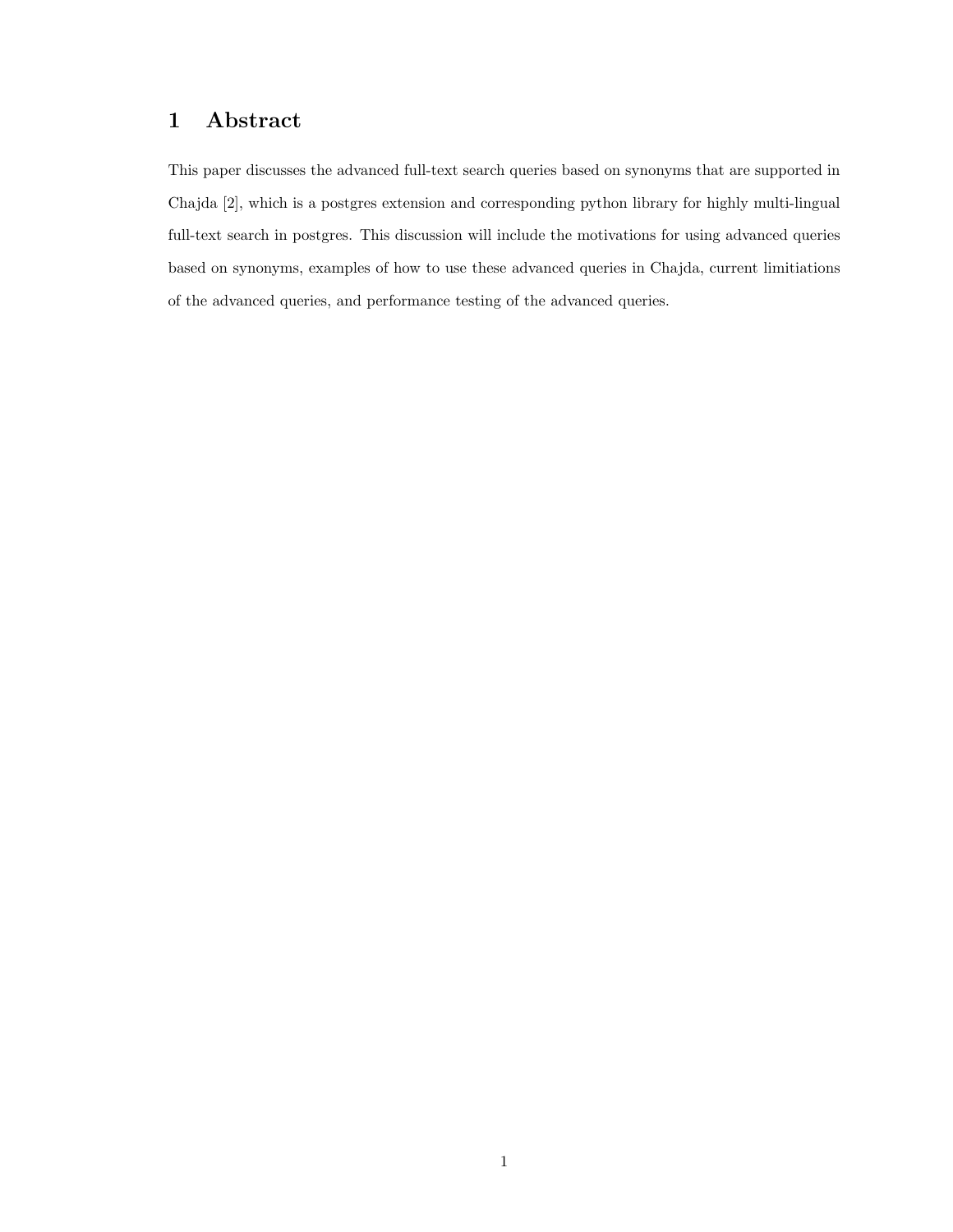# 1 Abstract

This paper discusses the advanced full-text search queries based on synonyms that are supported in Chajda [2], which is a postgres extension and corresponding python library for highly multi-lingual full-text search in postgres. This discussion will include the motivations for using advanced queries based on synonyms, examples of how to use these advanced queries in Chajda, current limitiations of the advanced queries, and performance testing of the advanced queries.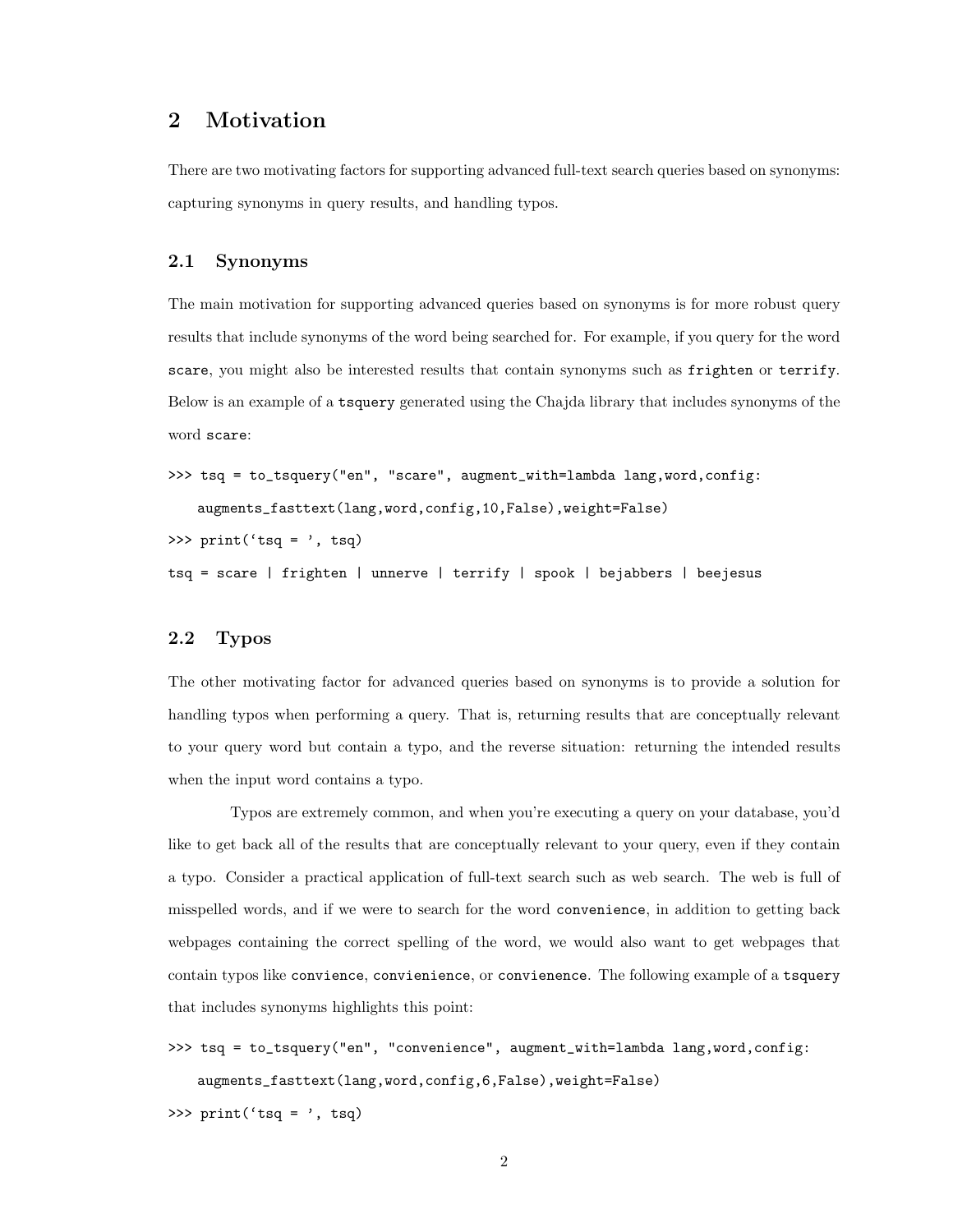## 2 Motivation

There are two motivating factors for supporting advanced full-text search queries based on synonyms: capturing synonyms in query results, and handling typos.

### 2.1 Synonyms

The main motivation for supporting advanced queries based on synonyms is for more robust query results that include synonyms of the word being searched for. For example, if you query for the word `scare`, you might also be interested results that contain synonyms such as `frighten` or `terrify`. Below is an example of a `tsquery` generated using the Chajda library that includes synonyms of the word `scare`:

```
>>> tsq = to_tsquery("en", "scare", augment_with=lambda lang,word,config:
    augments_fasttext(lang,word,config,10,False),weight=False)
>>> print('tsq = ', tsq)
tsq = scare | frighten | unnerve | terrify | spook | bejabbers | beejesus
```

### 2.2 Typos

The other motivating factor for advanced queries based on synonyms is to provide a solution for handling typos when performing a query. That is, returning results that are conceptually relevant to your query word but contain a typo, and the reverse situation: returning the intended results when the input word contains a typo.

Typos are extremely common, and when you're executing a query on your database, you'd like to get back all of the results that are conceptually relevant to your query, even if they contain a typo. Consider a practical application of full-text search such as web search. The web is full of misspelled words, and if we were to search for the word `convenience`, in addition to getting back webpages containing the correct spelling of the word, we would also want to get webpages that contain typos like `convience`, `convienience`, or `convienence`. The following example of a `tsquery` that includes synonyms highlights this point:

```
>>> tsq = to_tsquery("en", "convenience", augment_with=lambda lang,word,config:
    augments_fasttext(lang,word,config,6,False),weight=False)
>>> print('tsq = ', tsq)
```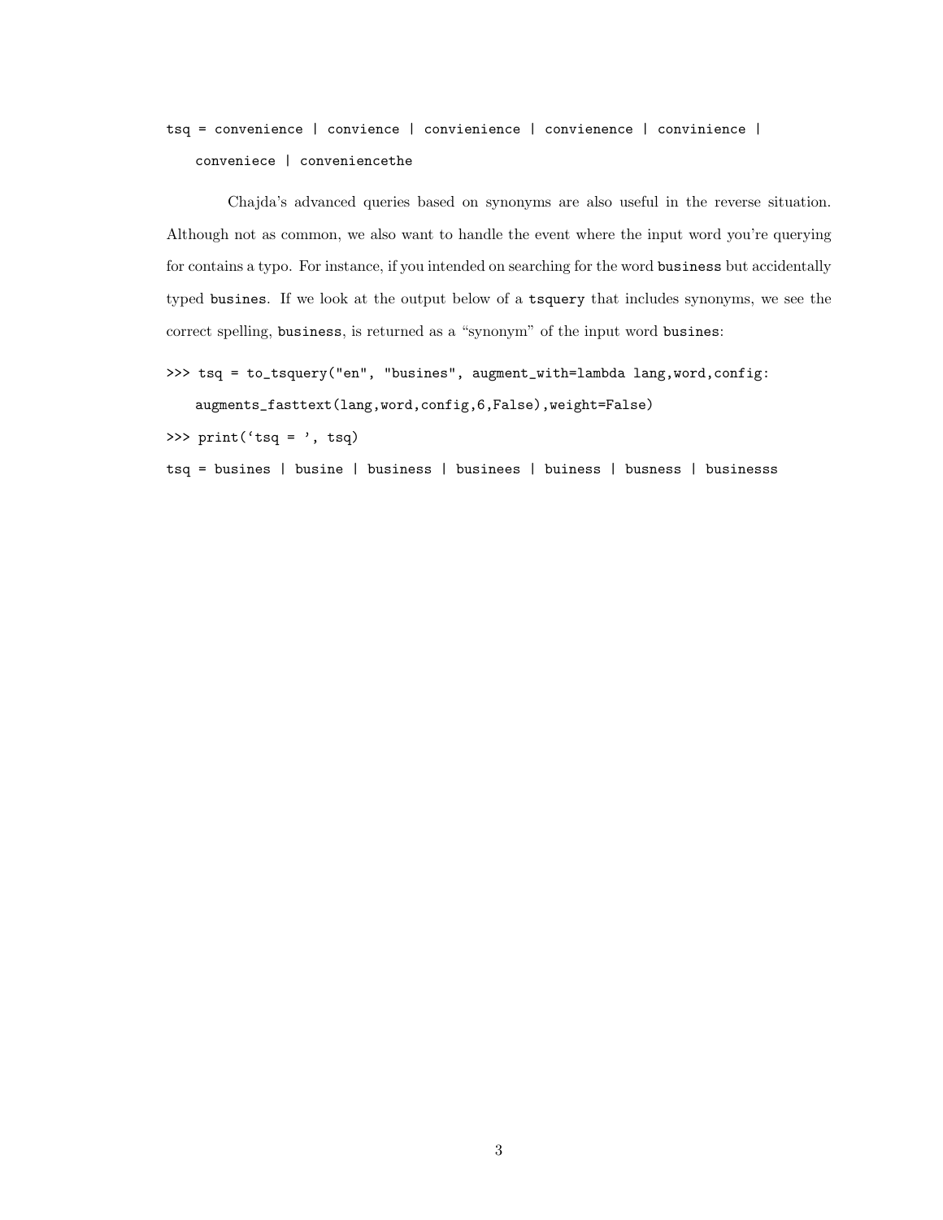```
tsq = convenience | convience | convienience | convienence | convinience |
    conveniece | conveniencethe
```

Chajda's advanced queries based on synonyms are also useful in the reverse situation. Although not as common, we also want to handle the event where the input word you're querying for contains a typo. For instance, if you intended on searching for the word `business` but accidentally typed `busines`. If we look at the output below of a `tsquery` that includes synonyms, we see the correct spelling, `business`, is returned as a "synonym" of the input word `busines`:

```
>>> tsq = to_tsquery("en", "busines", augment_with=lambda lang,word,config:
    augments_fasttext(lang,word,config,6,False),weight=False)
>>> print('tsq = ', tsq)
tsq = busines | busine | business | businees | buiness | busness | businesss
```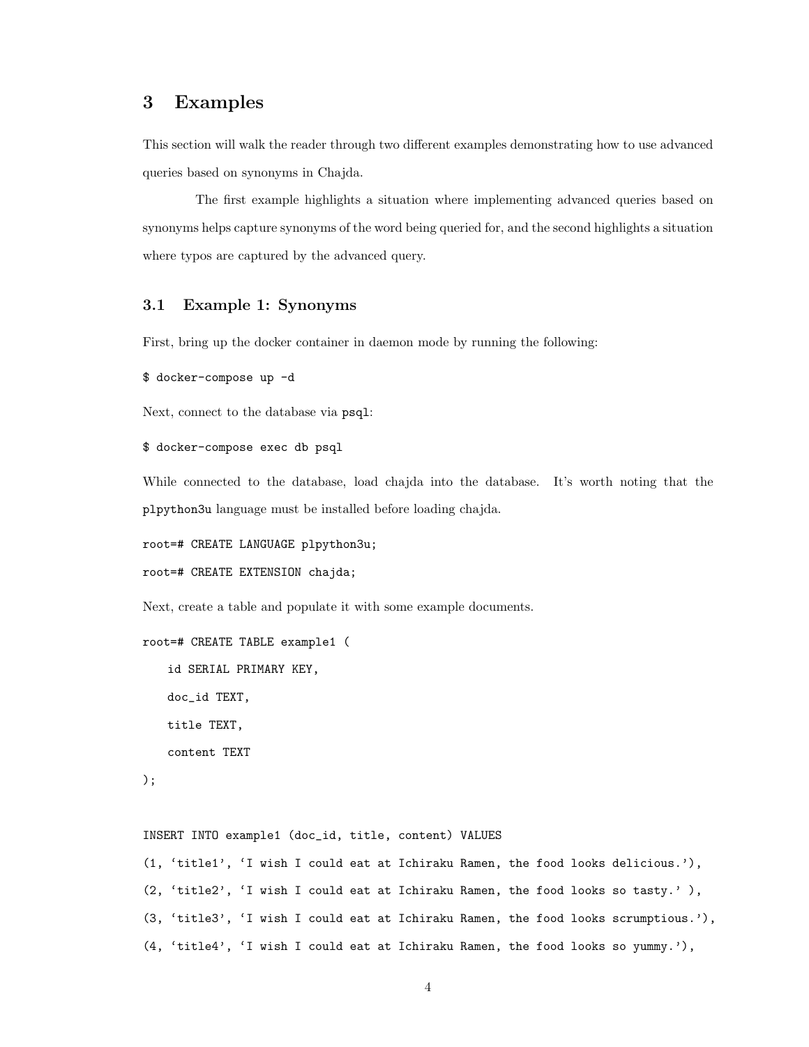# 3 Examples

This section will walk the reader through two different examples demonstrating how to use advanced queries based on synonyms in Chajda.

The first example highlights a situation where implementing advanced queries based on synonyms helps capture synonyms of the word being queried for, and the second highlights a situation where typos are captured by the advanced query.

## 3.1 Example 1: Synonyms

First, bring up the docker container in daemon mode by running the following:

```
$ docker-compose up -d
```

Next, connect to the database via `psql`:

```
$ docker-compose exec db psql
```

While connected to the database, load chajda into the database. It's worth noting that the `plpython3u` language must be installed before loading chajda.

```
root=# CREATE LANGUAGE plpython3u;
root=# CREATE EXTENSION chajda;
```

Next, create a table and populate it with some example documents.

```
root=# CREATE TABLE example1 (
    id SERIAL PRIMARY KEY,
    doc_id TEXT,
    title TEXT,
    content TEXT
);


INSERT INTO example1 (doc_id, title, content) VALUES
(1, 'title1', 'I wish I could eat at Ichiraku Ramen, the food looks delicious.'),
(2, 'title2', 'I wish I could eat at Ichiraku Ramen, the food looks so tasty.' ),
(3, 'title3', 'I wish I could eat at Ichiraku Ramen, the food looks scrumptious.'),
(4, 'title4', 'I wish I could eat at Ichiraku Ramen, the food looks so yummy.'),
```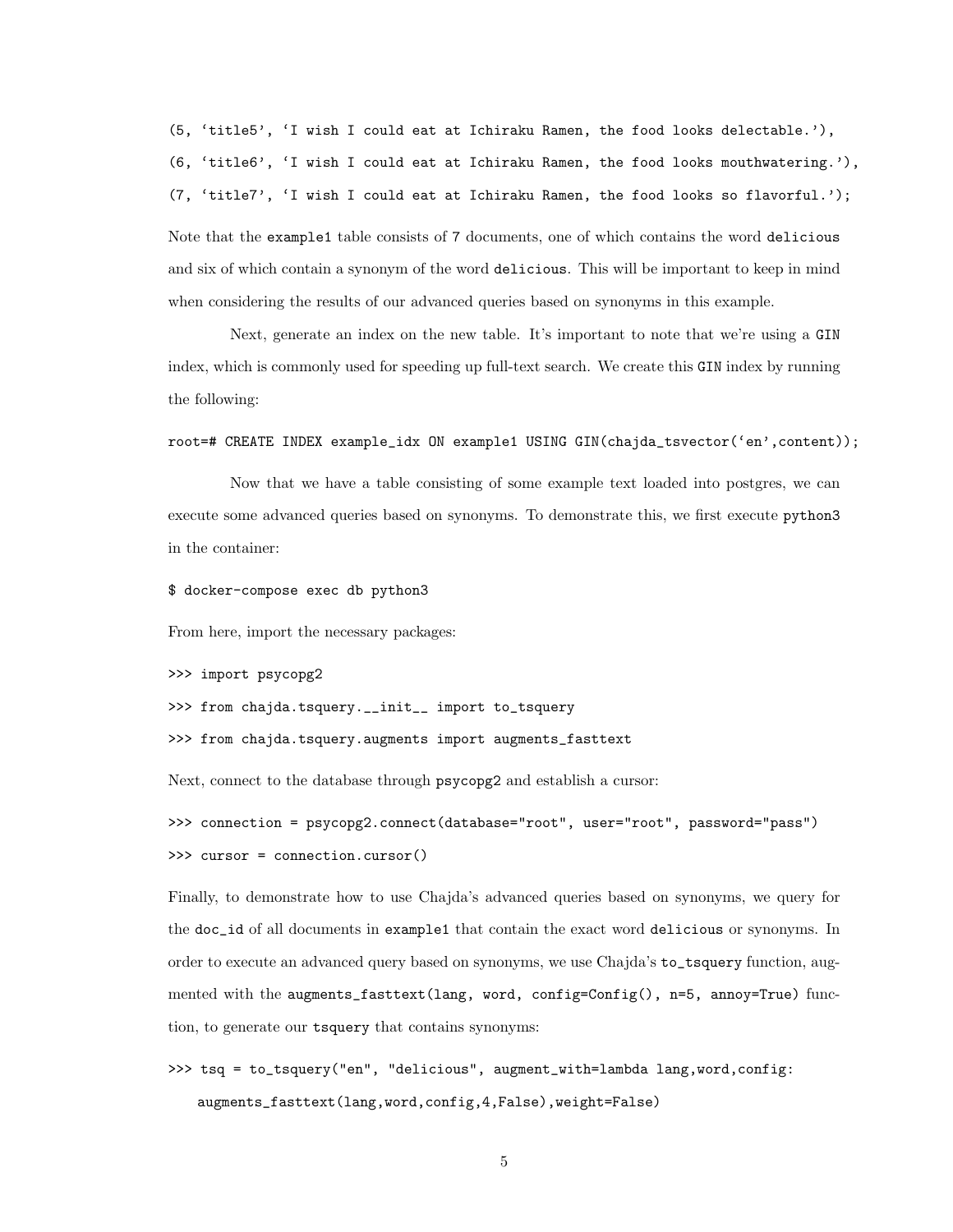```
(5, 'title5', 'I wish I could eat at Ichiraku Ramen, the food looks delectable.'),
(6, 'title6', 'I wish I could eat at Ichiraku Ramen, the food looks mouthwatering.'),
(7, 'title7', 'I wish I could eat at Ichiraku Ramen, the food looks so flavorful.');
```

Note that the `example1` table consists of 7 documents, one of which contains the word `delicious` and six of which contain a synonym of the word `delicious`. This will be important to keep in mind when considering the results of our advanced queries based on synonyms in this example.

Next, generate an index on the new table. It's important to note that we're using a `GIN` index, which is commonly used for speeding up full-text search. We create this `GIN` index by running the following:

```
root=# CREATE INDEX example_idx ON example1 USING GIN(chajda_tsvector('en',content));
```

Now that we have a table consisting of some example text loaded into postgres, we can execute some advanced queries based on synonyms. To demonstrate this, we first execute `python3` in the container:

```
$ docker-compose exec db python3
```

From here, import the necessary packages:

```
>>> import psycopg2
>>> from chajda.tsquery.__init__ import to_tsquery
>>> from chajda.tsquery.augments import augments_fasttext
```

Next, connect to the database through `psycopg2` and establish a cursor:

```
>>> connection = psycopg2.connect(database="root", user="root", password="pass")
>>> cursor = connection.cursor()
```

Finally, to demonstrate how to use Chajda's advanced queries based on synonyms, we query for the `doc_id` of all documents in `example1` that contain the exact word `delicious` or synonyms. In order to execute an advanced query based on synonyms, we use Chajda's `to_tsquery` function, augmented with the `augments_fasttext(lang, word, config=Config(), n=5, annoy=True)` function, to generate our `tsquery` that contains synonyms:

```
>>> tsq = to_tsquery("en", "delicious", augment_with=lambda lang,word,config:
    augments_fasttext(lang,word,config,4,False),weight=False)
```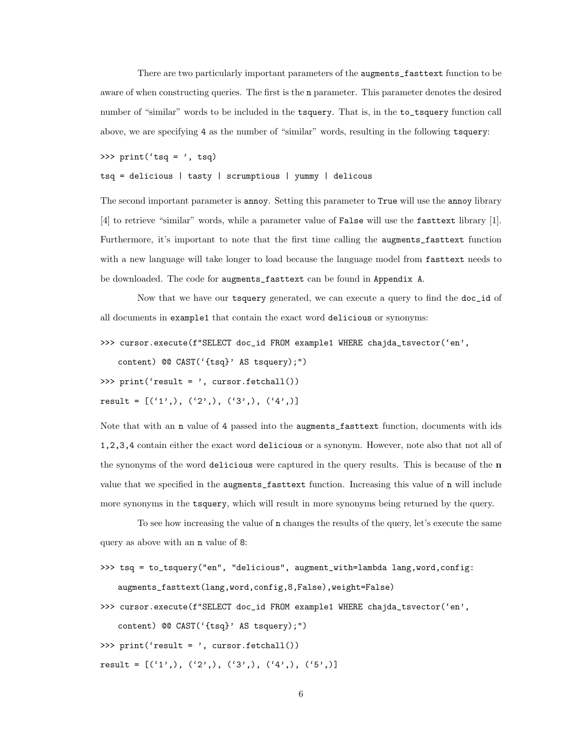There are two particularly important parameters of the `augments_fasttext` function to be aware of when constructing queries. The first is the `n` parameter. This parameter denotes the desired number of "similar" words to be included in the `tsquery`. That is, in the `to_tsquery` function call above, we are specifying 4 as the number of "similar" words, resulting in the following `tsquery`:

```
>>> print('tsq = ', tsq)
tsq = delicious | tasty | scrumptious | yummy | delicous
```

The second important parameter is `annoy`. Setting this parameter to `True` will use the `annoy` library [4] to retrieve "similar" words, while a parameter value of `False` will use the `fasttext` library [1]. Furthermore, it's important to note that the first time calling the `augments_fasttext` function with a new language will take longer to load because the language model from `fasttext` needs to be downloaded. The code for `augments_fasttext` can be found in `Appendix A`.

Now that we have our `tsquery` generated, we can execute a query to find the `doc_id` of all documents in `example1` that contain the exact word `delicious` or synonyms:

```
>>> cursor.execute(f"SELECT doc_id FROM example1 WHERE chajda_tsvector('en',
    content) @@ CAST('{tsq}' AS tsquery);")
>>> print('result = ', cursor.fetchall())
result = [('1',), ('2',), ('3',), ('4',)]
```

Note that with an `n` value of 4 passed into the `augments_fasttext` function, documents with ids `1,2,3,4` contain either the exact word `delicious` or a synonym. However, note also that not all of the synonyms of the word `delicious` were captured in the query results. This is because of the **n** value that we specified in the `augments_fasttext` function. Increasing this value of `n` will include more synonyms in the `tsquery`, which will result in more synonyms being returned by the query.

To see how increasing the value of `n` changes the results of the query, let's execute the same query as above with an `n` value of 8:

```
>>> tsq = to_tsquery("en", "delicious", augment_with=lambda lang,word,config:
    augments_fasttext(lang,word,config,8,False),weight=False)
>>> cursor.execute(f"SELECT doc_id FROM example1 WHERE chajda_tsvector('en',
    content) @@ CAST('{tsq}' AS tsquery);")
>>> print('result = ', cursor.fetchall())
result = [('1',), ('2',), ('3',), ('4',), ('5',)]
```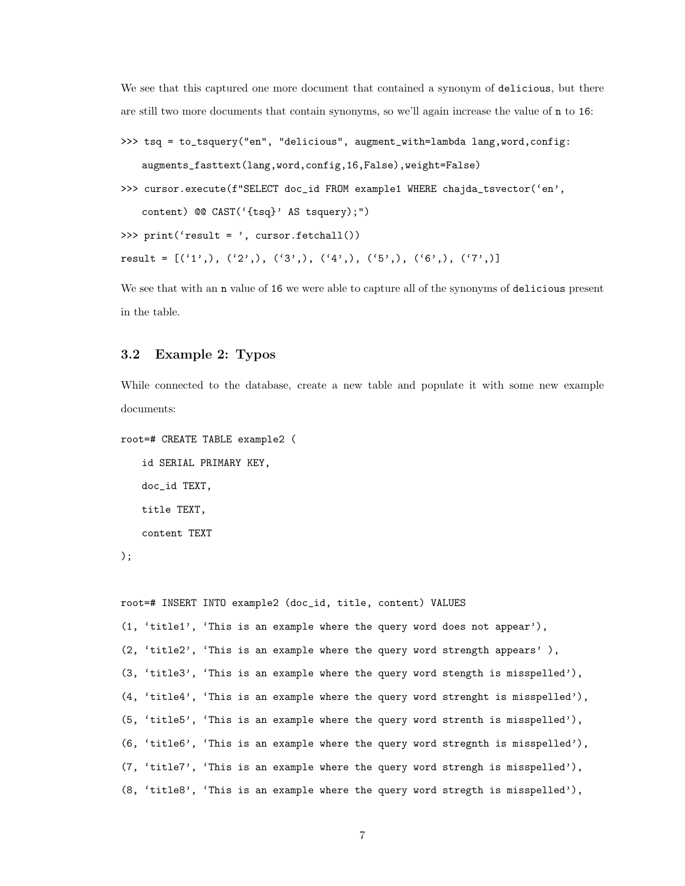We see that this captured one more document that contained a synonym of `delicious`, but there are still two more documents that contain synonyms, so we'll again increase the value of `n` to `16`:

```
>>> tsq = to_tsquery("en", "delicious", augment_with=lambda lang,word,config:
    augments_fasttext(lang,word,config,16,False),weight=False)
>>> cursor.execute(f"SELECT doc_id FROM example1 WHERE chajda_tsvector('en',
    content) @@ CAST('{tsq}' AS tsquery);")
>>> print('result = ', cursor.fetchall())
result = [('1',), ('2',), ('3',), ('4',), ('5',), ('6',), ('7',)]
```

We see that with an `n` value of `16` we were able to capture all of the synonyms of `delicious` present in the table.

### 3.2 Example 2: Typos

While connected to the database, create a new table and populate it with some new example documents:

```
root=# CREATE TABLE example2 (
    id SERIAL PRIMARY KEY,
    doc_id TEXT,
    title TEXT,
    content TEXT
);


root=# INSERT INTO example2 (doc_id, title, content) VALUES
(1, 'title1', 'This is an example where the query word does not appear'),
(2, 'title2', 'This is an example where the query word strength appears' ),
(3, 'title3', 'This is an example where the query word stength is misspelled'),
(4, 'title4', 'This is an example where the query word strenght is misspelled'),
(5, 'title5', 'This is an example where the query word strenth is misspelled'),
(6, 'title6', 'This is an example where the query word stregnth is misspelled'),
(7, 'title7', 'This is an example where the query word strengh is misspelled'),
(8, 'title8', 'This is an example where the query word stregth is misspelled'),
```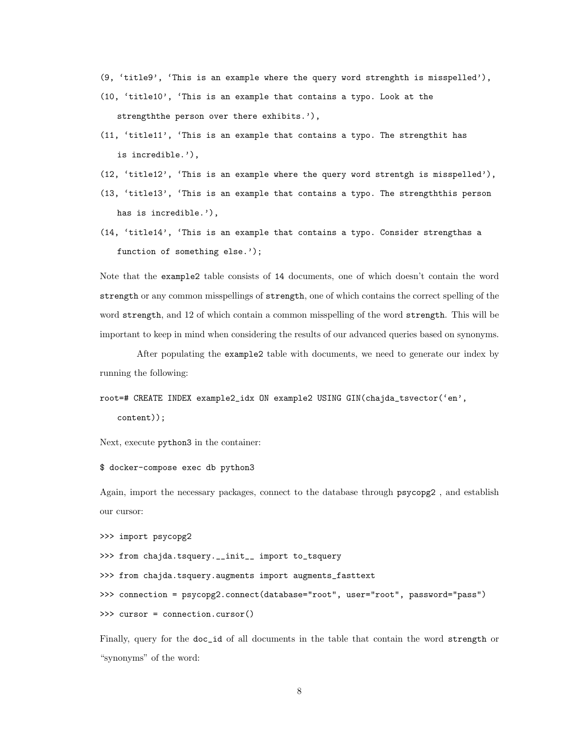```
(9, 'title9', 'This is an example where the query word strenghth is misspelled'),
(10, 'title10', 'This is an example that contains a typo. Look at the
    strengththe person over there exhibits.'),
(11, 'title11', 'This is an example that contains a typo. The strengthit has
    is incredible.'),
(12, 'title12', 'This is an example where the query word strentgh is misspelled'),
(13, 'title13', 'This is an example that contains a typo. The strengththis person
    has is incredible.'),
(14, 'title14', 'This is an example that contains a typo. Consider strengthas a
    function of something else.');
```

Note that the `example2` table consists of 14 documents, one of which doesn't contain the word `strength` or any common misspellings of `strength`, one of which contains the correct spelling of the word `strength`, and 12 of which contain a common misspelling of the word `strength`. This will be important to keep in mind when considering the results of our advanced queries based on synonyms.

After populating the `example2` table with documents, we need to generate our index by running the following:

```
root=# CREATE INDEX example2_idx ON example2 USING GIN(chajda_tsvector('en',
    content));
```

Next, execute `python3` in the container:

```
$ docker-compose exec db python3
```

Again, import the necessary packages, connect to the database through `psycopg2` , and establish our cursor:

```
>>> import psycopg2
>>> from chajda.tsquery.__init__ import to_tsquery
>>> from chajda.tsquery.augments import augments_fasttext
>>> connection = psycopg2.connect(database="root", user="root", password="pass")
>>> cursor = connection.cursor()
```

Finally, query for the `doc_id` of all documents in the table that contain the word `strength` or "synonyms" of the word: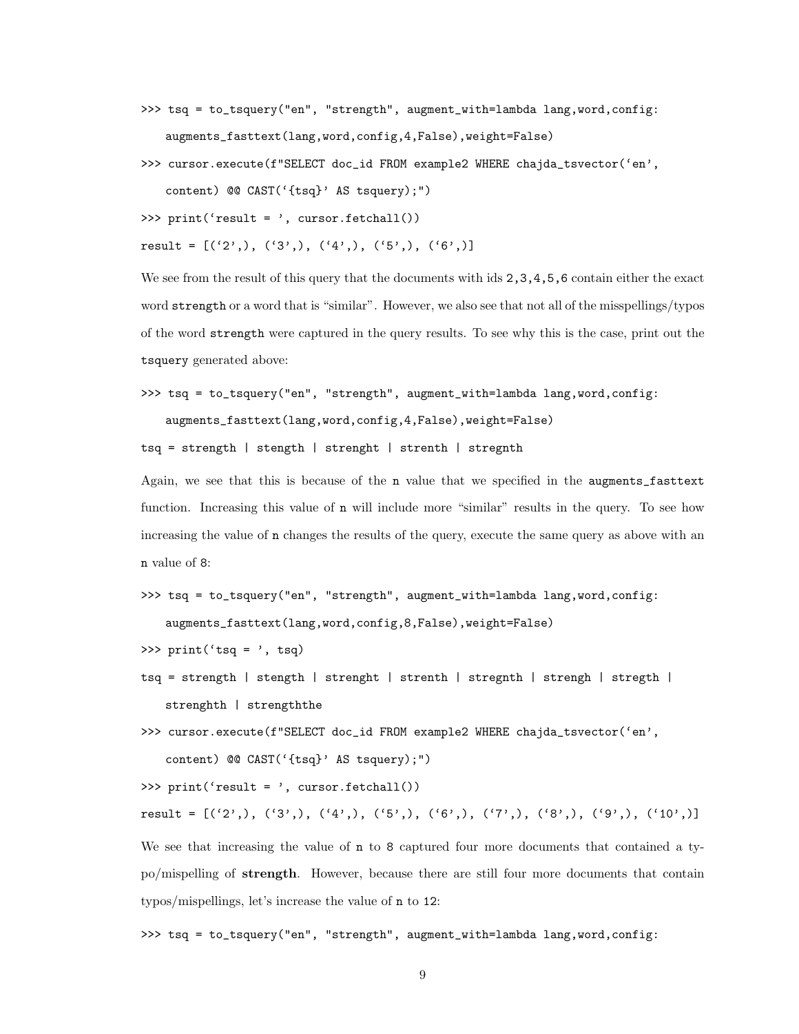```
>>> tsq = to_tsquery("en", "strength", augment_with=lambda lang,word,config:
    augments_fasttext(lang,word,config,4,False),weight=False)
>>> cursor.execute(f"SELECT doc_id FROM example2 WHERE chajda_tsvector('en',
    content) @@ CAST('{tsq}' AS tsquery);")
>>> print('result = ', cursor.fetchall())
result = [('2',), ('3',), ('4',), ('5',), ('6',)]
```

We see from the result of this query that the documents with ids `2,3,4,5,6` contain either the exact word `strength` or a word that is "similar". However, we also see that not all of the misspellings/typos of the word `strength` were captured in the query results. To see why this is the case, print out the `tsquery` generated above:

```
>>> tsq = to_tsquery("en", "strength", augment_with=lambda lang,word,config:
    augments_fasttext(lang,word,config,4,False),weight=False)
tsq = strength | stength | strenght | strenth | stregnth
```

Again, we see that this is because of the `n` value that we specified in the `augments_fasttext` function. Increasing this value of `n` will include more "similar" results in the query. To see how increasing the value of `n` changes the results of the query, execute the same query as above with an `n` value of 8:

```
>>> tsq = to_tsquery("en", "strength", augment_with=lambda lang,word,config:
    augments_fasttext(lang,word,config,8,False),weight=False)
>>> print('tsq = ', tsq)
tsq = strength | stength | strenght | strenth | stregnth | strengh | stregth |
    strenghth | strengththe
>>> cursor.execute(f"SELECT doc_id FROM example2 WHERE chajda_tsvector('en',
    content) @@ CAST('{tsq}' AS tsquery);")
>>> print('result = ', cursor.fetchall())
result = [('2',), ('3',), ('4',), ('5',), ('6',), ('7',), ('8',), ('9',), ('10',)]
```

We see that increasing the value of `n` to 8 captured four more documents that contained a typo/mispelling of **strength**. However, because there are still four more documents that contain typos/mispellings, let's increase the value of `n` to 12:

```
>>> tsq = to_tsquery("en", "strength", augment_with=lambda lang,word,config:
```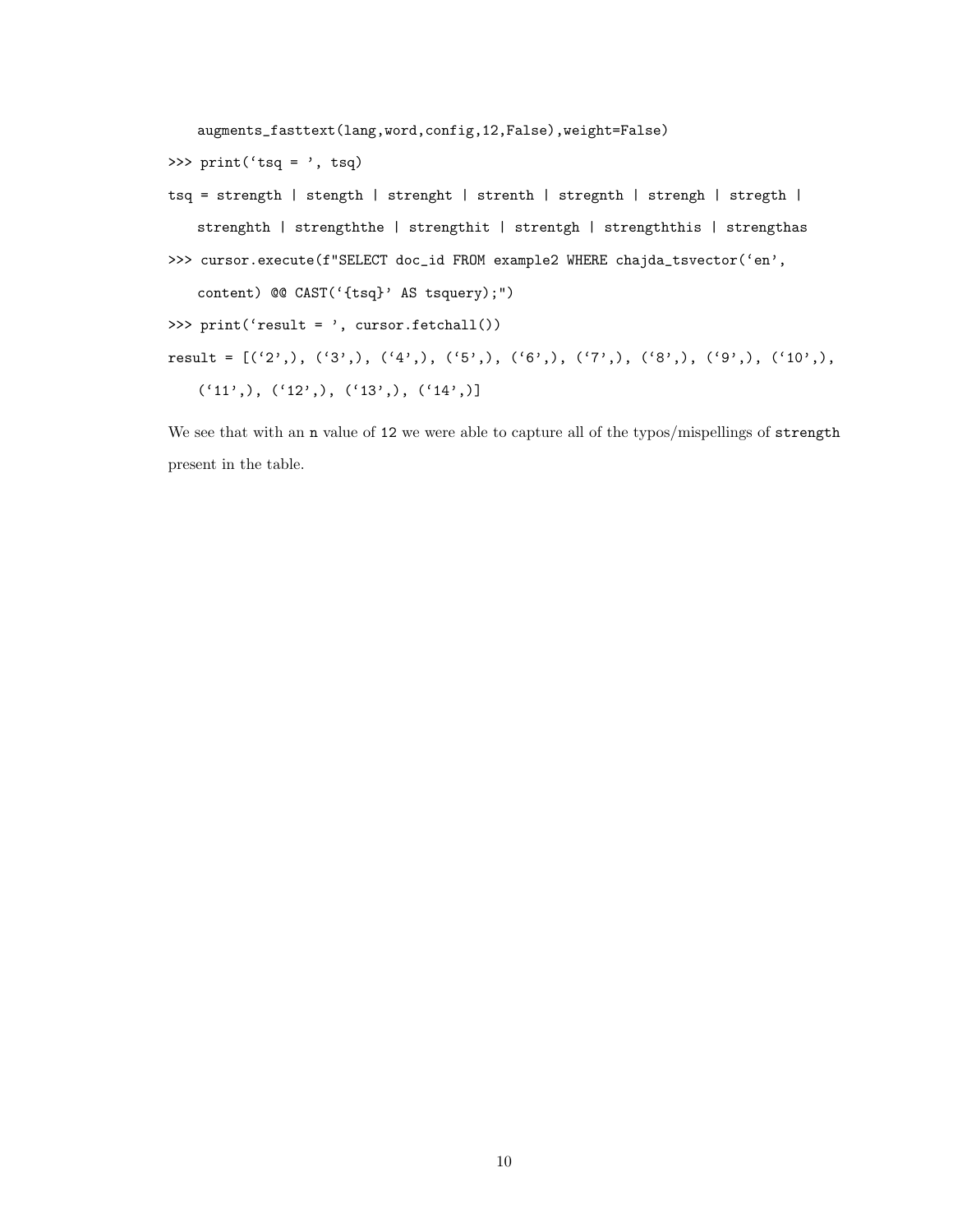```
    augments_fasttext(lang,word,config,12,False),weight=False)
>>> print('tsq = ', tsq)
tsq = strength | stength | strenght | strenth | stregnth | strengh | stregth |
    strenghth | strengththe | strengthit | strentgh | strengththis | strengthas
>>> cursor.execute(f"SELECT doc_id FROM example2 WHERE chajda_tsvector('en',
    content) @@ CAST('{tsq}' AS tsquery);")
>>> print('result = ', cursor.fetchall())
result = [('2',), ('3',), ('4',), ('5',), ('6',), ('7',), ('8',), ('9',), ('10',),
    ('11',), ('12',), ('13',), ('14',)]
```

We see that with an `n` value of `12` we were able to capture all of the typos/mispellings of `strength` present in the table.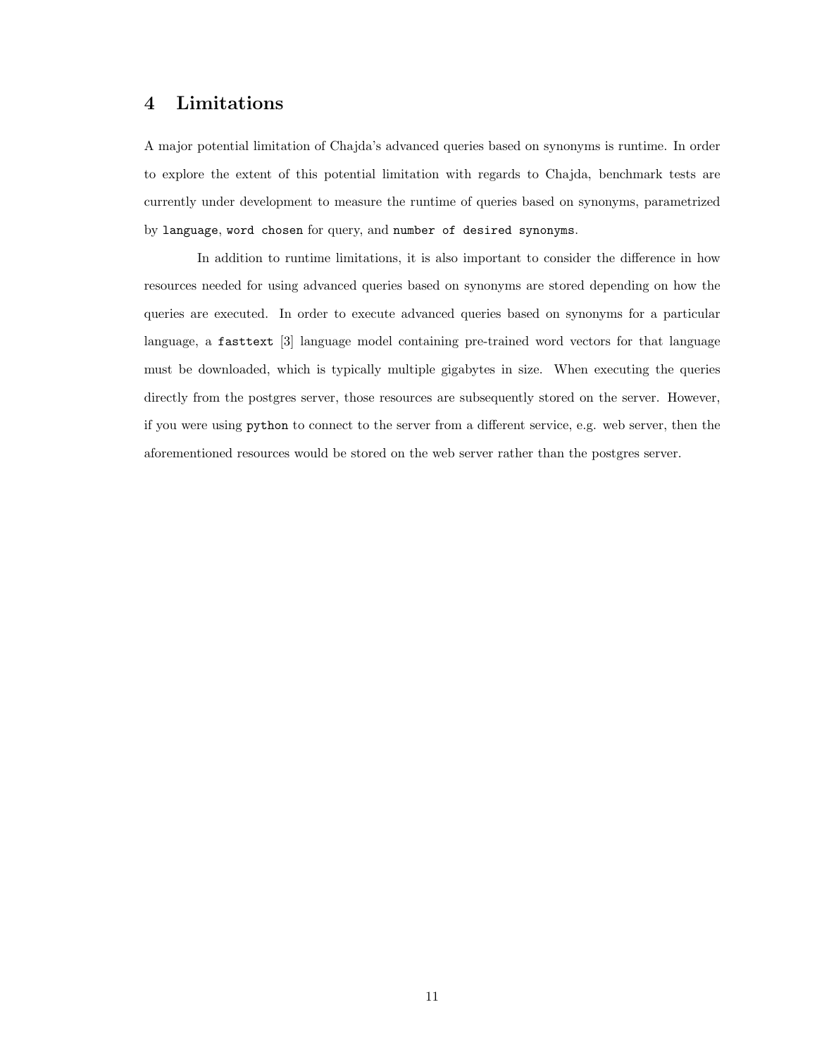## 4 Limitations

A major potential limitation of Chajda's advanced queries based on synonyms is runtime. In order to explore the extent of this potential limitation with regards to Chajda, benchmark tests are currently under development to measure the runtime of queries based on synonyms, parametrized by `language`, `word chosen` for query, and `number of desired synonyms`.

In addition to runtime limitations, it is also important to consider the difference in how resources needed for using advanced queries based on synonyms are stored depending on how the queries are executed. In order to execute advanced queries based on synonyms for a particular language, a `fasttext` [3] language model containing pre-trained word vectors for that language must be downloaded, which is typically multiple gigabytes in size. When executing the queries directly from the postgres server, those resources are subsequently stored on the server. However, if you were using `python` to connect to the server from a different service, e.g. web server, then the aforementioned resources would be stored on the web server rather than the postgres server.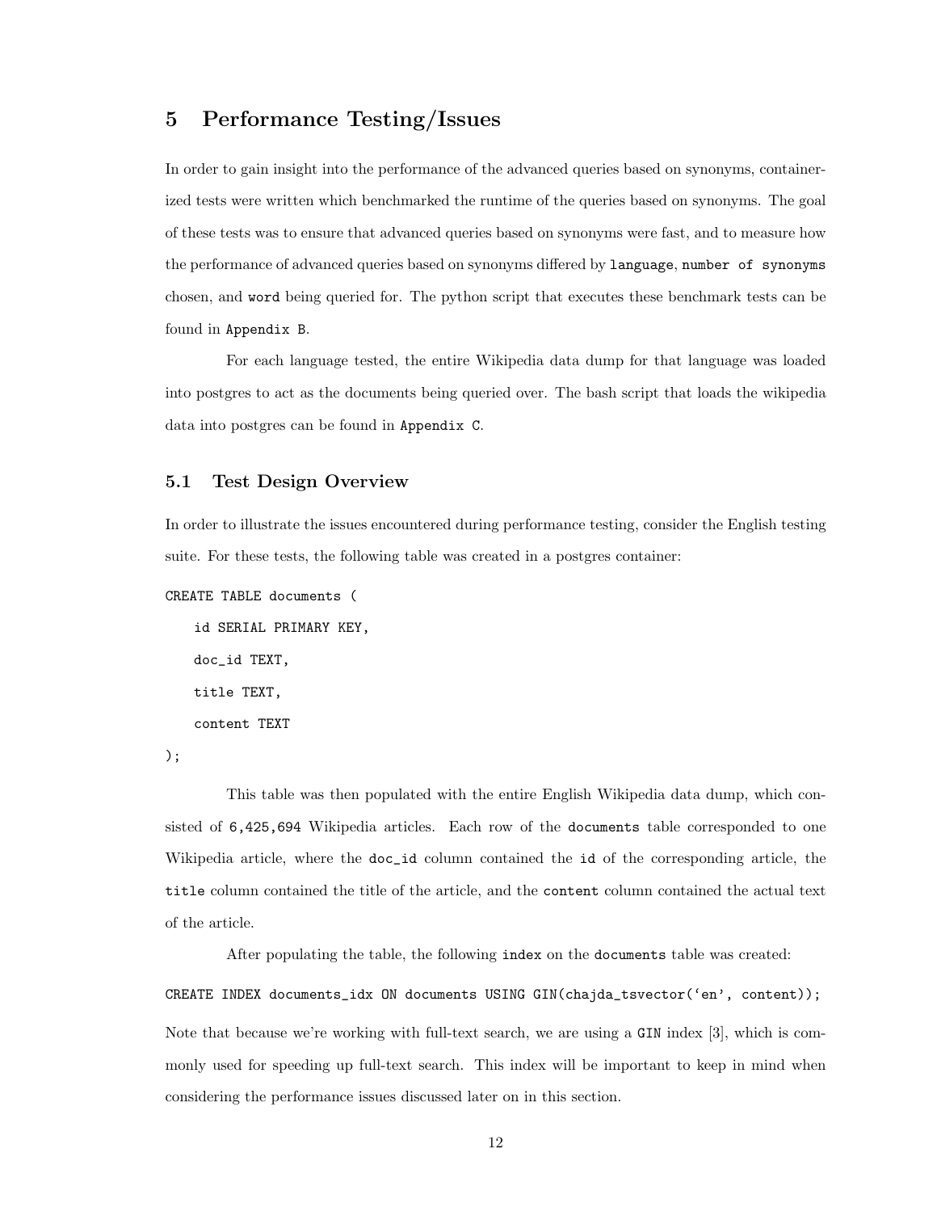## 5 Performance Testing/Issues

In order to gain insight into the performance of the advanced queries based on synonyms, containerized tests were written which benchmarked the runtime of the queries based on synonyms. The goal of these tests was to ensure that advanced queries based on synonyms were fast, and to measure how the performance of advanced queries based on synonyms differed by `language`, `number of synonyms` chosen, and `word` being queried for. The python script that executes these benchmark tests can be found in `Appendix B`.

For each language tested, the entire Wikipedia data dump for that language was loaded into postgres to act as the documents being queried over. The bash script that loads the wikipedia data into postgres can be found in `Appendix C`.

### 5.1 Test Design Overview

In order to illustrate the issues encountered during performance testing, consider the English testing suite. For these tests, the following table was created in a postgres container:

```
CREATE TABLE documents (
    id SERIAL PRIMARY KEY,
    doc_id TEXT,
    title TEXT,
    content TEXT
);
```

This table was then populated with the entire English Wikipedia data dump, which consisted of `6,425,694` Wikipedia articles. Each row of the `documents` table corresponded to one Wikipedia article, where the `doc_id` column contained the `id` of the corresponding article, the `title` column contained the title of the article, and the `content` column contained the actual text of the article.

After populating the table, the following `index` on the `documents` table was created:

```
CREATE INDEX documents_idx ON documents USING GIN(chajda_tsvector('en', content));
```

Note that because we're working with full-text search, we are using a `GIN` index [3], which is commonly used for speeding up full-text search. This index will be important to keep in mind when considering the performance issues discussed later on in this section.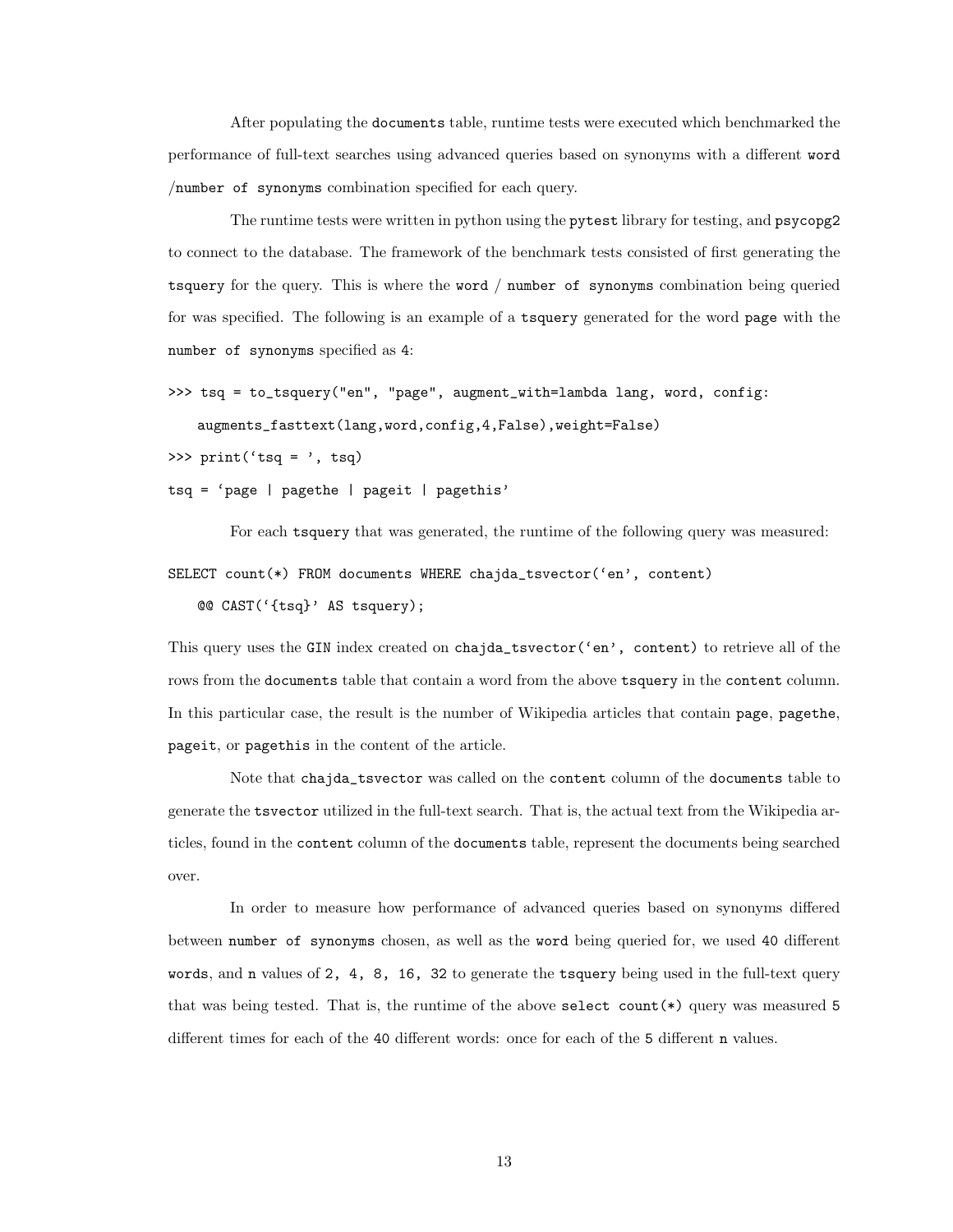After populating the `documents` table, runtime tests were executed which benchmarked the performance of full-text searches using advanced queries based on synonyms with a different `word` /`number of synonyms` combination specified for each query.

The runtime tests were written in python using the `pytest` library for testing, and `psycopg2` to connect to the database. The framework of the benchmark tests consisted of first generating the `tsquery` for the query. This is where the `word` / `number of synonyms` combination being queried for was specified. The following is an example of a `tsquery` generated for the word `page` with the `number of synonyms` specified as 4:

```
>>> tsq = to_tsquery("en", "page", augment_with=lambda lang, word, config:
    augments_fasttext(lang,word,config,4,False),weight=False)
>>> print('tsq = ', tsq)
tsq = 'page | pagethe | pageit | pagethis'
```

For each `tsquery` that was generated, the runtime of the following query was measured:

```
SELECT count(*) FROM documents WHERE chajda_tsvector('en', content)
    @@ CAST('{tsq}' AS tsquery);
```

This query uses the `GIN` index created on `chajda_tsvector('en', content)` to retrieve all of the rows from the `documents` table that contain a word from the above `tsquery` in the `content` column. In this particular case, the result is the number of Wikipedia articles that contain `page`, `pagethe`, `pageit`, or `pagethis` in the content of the article.

Note that `chajda_tsvector` was called on the `content` column of the `documents` table to generate the `tsvector` utilized in the full-text search. That is, the actual text from the Wikipedia articles, found in the `content` column of the `documents` table, represent the documents being searched over.

In order to measure how performance of advanced queries based on synonyms differed between `number of synonyms` chosen, as well as the `word` being queried for, we used `40` different `words`, and `n` values of `2, 4, 8, 16, 32` to generate the `tsquery` being used in the full-text query that was being tested. That is, the runtime of the above `select count(*)` query was measured `5` different times for each of the `40` different words: once for each of the `5` different `n` values.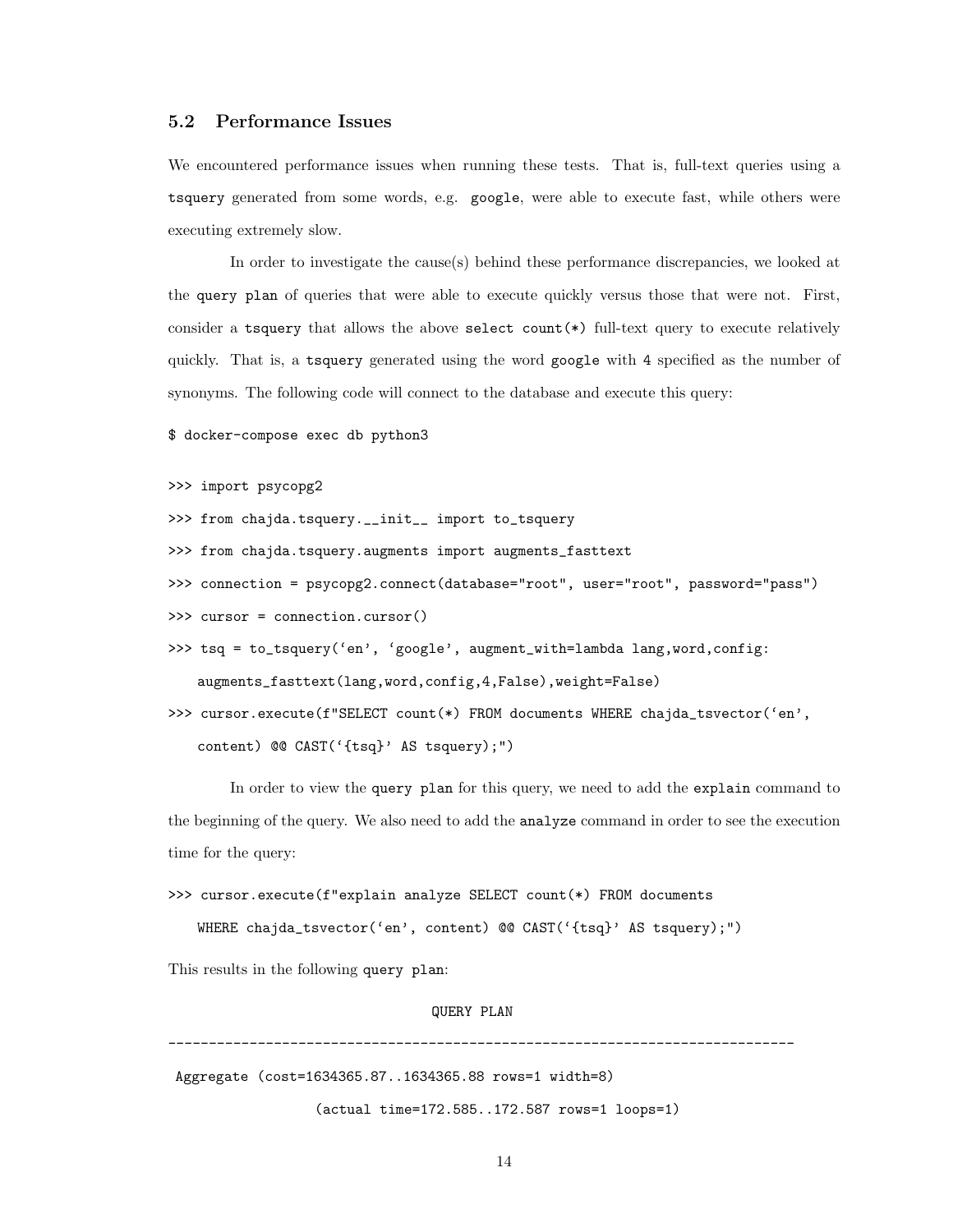### 5.2 Performance Issues

We encountered performance issues when running these tests. That is, full-text queries using a `tsquery` generated from some words, e.g. `google`, were able to execute fast, while others were executing extremely slow.

In order to investigate the cause(s) behind these performance discrepancies, we looked at the `query plan` of queries that were able to execute quickly versus those that were not. First, consider a `tsquery` that allows the above `select count(*)` full-text query to execute relatively quickly. That is, a `tsquery` generated using the word `google` with `4` specified as the number of synonyms. The following code will connect to the database and execute this query:

```
$ docker-compose exec db python3

>>> import psycopg2
>>> from chajda.tsquery.__init__ import to_tsquery
>>> from chajda.tsquery.augments import augments_fasttext
>>> connection = psycopg2.connect(database="root", user="root", password="pass")
>>> cursor = connection.cursor()
>>> tsq = to_tsquery('en', 'google', augment_with=lambda lang,word,config:
    augments_fasttext(lang,word,config,4,False),weight=False)
>>> cursor.execute(f"SELECT count(*) FROM documents WHERE chajda_tsvector('en',
    content) @@ CAST('{tsq}' AS tsquery);")
```

In order to view the `query plan` for this query, we need to add the `explain` command to the beginning of the query. We also need to add the `analyze` command in order to see the execution time for the query:

```
>>> cursor.execute(f"explain analyze SELECT count(*) FROM documents
    WHERE chajda_tsvector('en', content) @@ CAST('{tsq}' AS tsquery);")
```

This results in the following `query plan`:

```
                                   QUERY PLAN
------------------------------------------------------------------------------
 Aggregate (cost=1634365.87..1634365.88 rows=1 width=8)
                 (actual time=172.585..172.587 rows=1 loops=1)
```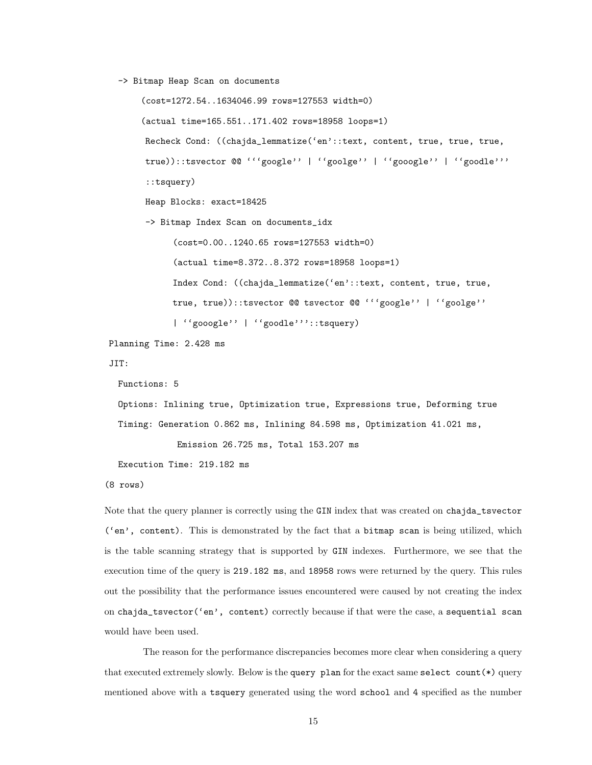```
   -> Bitmap Heap Scan on documents
        (cost=1272.54..1634046.99 rows=127553 width=0)
        (actual time=165.551..171.402 rows=18958 loops=1)
         Recheck Cond: ((chajda_lemmatize('en'::text, content, true, true, true,
         true))::tsvector @@ '''google'' | ''goolge'' | ''gooogle'' | ''goodle'''
         ::tsquery)
         Heap Blocks: exact=18425
         -> Bitmap Index Scan on documents_idx
              (cost=0.00..1240.65 rows=127553 width=0)
              (actual time=8.372..8.372 rows=18958 loops=1)
              Index Cond: ((chajda_lemmatize('en'::text, content, true, true,
              true, true))::tsvector @@ tsvector @@ '''google'' | ''goolge''
              | ''gooogle'' | ''goodle'''::tsquery)
 Planning Time: 2.428 ms
 JIT:
   Functions: 5
   Options: Inlining true, Optimization true, Expressions true, Deforming true
   Timing: Generation 0.862 ms, Inlining 84.598 ms, Optimization 41.021 ms,
              Emission 26.725 ms, Total 153.207 ms
   Execution Time: 219.182 ms
(8 rows)
```

Note that the query planner is correctly using the `GIN` index that was created on `chajda_tsvector ('en', content)`. This is demonstrated by the fact that a `bitmap scan` is being utilized, which is the table scanning strategy that is supported by `GIN` indexes. Furthermore, we see that the execution time of the query is `219.182 ms`, and `18958` rows were returned by the query. This rules out the possibility that the performance issues encountered were caused by not creating the index on `chajda_tsvector('en', content)` correctly because if that were the case, a `sequential scan` would have been used.

The reason for the performance discrepancies becomes more clear when considering a query that executed extremely slowly. Below is the `query plan` for the exact same `select count(*)` query mentioned above with a `tsquery` generated using the word `school` and `4` specified as the number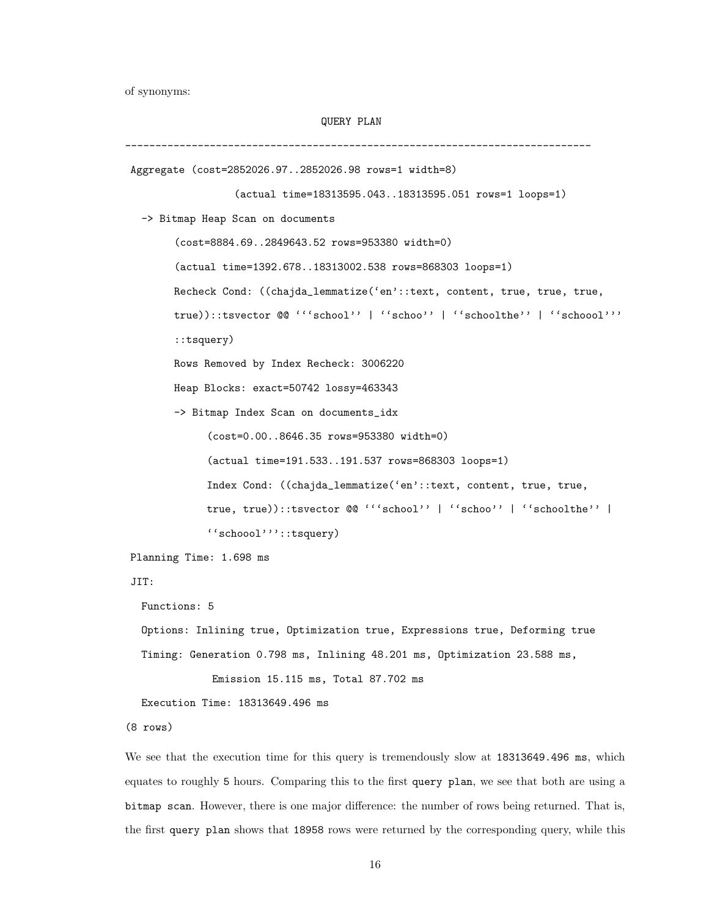of synonyms:

```
                              QUERY PLAN
----------------------------------------------------------------------------
 Aggregate (cost=2852026.97..2852026.98 rows=1 width=8)
                  (actual time=18313595.043..18313595.051 rows=1 loops=1)
   -> Bitmap Heap Scan on documents
        (cost=8884.69..2849643.52 rows=953380 width=0)
        (actual time=1392.678..18313002.538 rows=868303 loops=1)
        Recheck Cond: ((chajda_lemmatize('en'::text, content, true, true, true,
        true))::tsvector @@ '''school'' | ''schoo'' | ''schoolthe'' | ''schoool'''
        ::tsquery)
        Rows Removed by Index Recheck: 3006220
        Heap Blocks: exact=50742 lossy=463343
        -> Bitmap Index Scan on documents_idx
             (cost=0.00..8646.35 rows=953380 width=0)
             (actual time=191.533..191.537 rows=868303 loops=1)
             Index Cond: ((chajda_lemmatize('en'::text, content, true, true,
             true, true))::tsvector @@ '''school'' | ''schoo'' | ''schoolthe'' |
             ''schoool'''::tsquery)
 Planning Time: 1.698 ms
 JIT:
   Functions: 5
   Options: Inlining true, Optimization true, Expressions true, Deforming true
   Timing: Generation 0.798 ms, Inlining 48.201 ms, Optimization 23.588 ms,
              Emission 15.115 ms, Total 87.702 ms
   Execution Time: 18313649.496 ms
(8 rows)
```

We see that the execution time for this query is tremendously slow at `18313649.496 ms`, which equates to roughly `5` hours. Comparing this to the first `query plan`, we see that both are using a `bitmap scan`. However, there is one major difference: the number of rows being returned. That is, the first `query plan` shows that `18958` rows were returned by the corresponding query, while this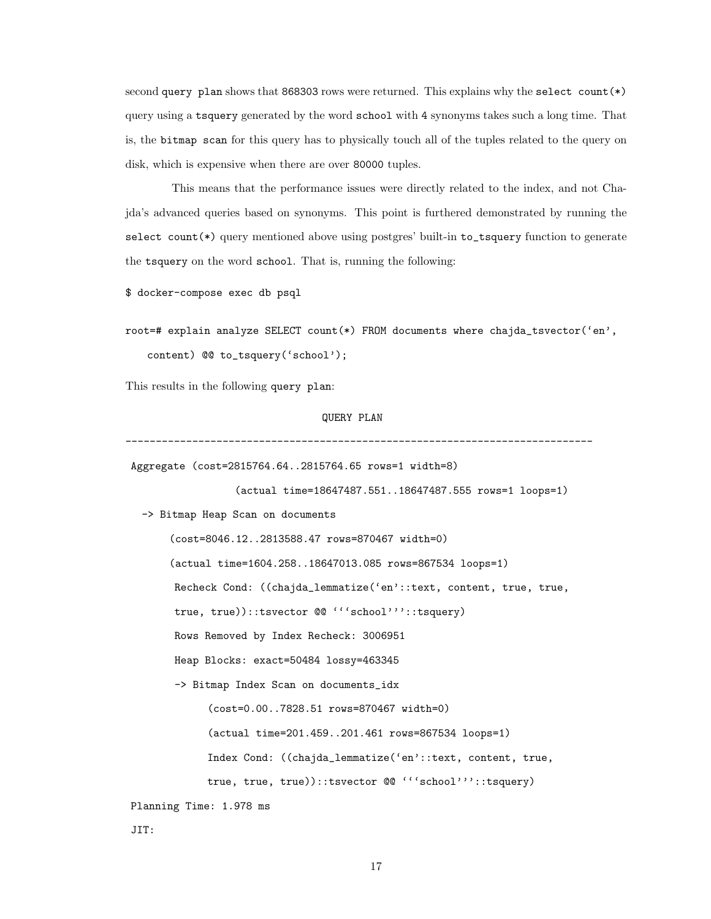second query plan shows that 868303 rows were returned. This explains why the select count(*) query using a tsquery generated by the word school with 4 synonyms takes such a long time. That is, the bitmap scan for this query has to physically touch all of the tuples related to the query on disk, which is expensive when there are over 80000 tuples.

This means that the performance issues were directly related to the index, and not Chajda's advanced queries based on synonyms. This point is furthered demonstrated by running the select count(*) query mentioned above using postgres' built-in to_tsquery function to generate the tsquery on the word school. That is, running the following:

```
$ docker-compose exec db psql

root=# explain analyze SELECT count(*) FROM documents where chajda_tsvector('en',
    content) @@ to_tsquery('school');
```

This results in the following query plan:

```
                                  QUERY PLAN
-----------------------------------------------------------------------------
 Aggregate (cost=2815764.64..2815764.65 rows=1 width=8)
                 (actual time=18647487.551..18647487.555 rows=1 loops=1)
   -> Bitmap Heap Scan on documents
        (cost=8046.12..2813588.47 rows=870467 width=0)
        (actual time=1604.258..18647013.085 rows=867534 loops=1)
         Recheck Cond: ((chajda_lemmatize('en'::text, content, true, true,
         true, true))::tsvector @@ '''school'''::tsquery)
         Rows Removed by Index Recheck: 3006951
         Heap Blocks: exact=50484 lossy=463345
         -> Bitmap Index Scan on documents_idx
              (cost=0.00..7828.51 rows=870467 width=0)
              (actual time=201.459..201.461 rows=867534 loops=1)
              Index Cond: ((chajda_lemmatize('en'::text, content, true,
              true, true, true))::tsvector @@ '''school'''::tsquery)
 Planning Time: 1.978 ms
 JIT:
```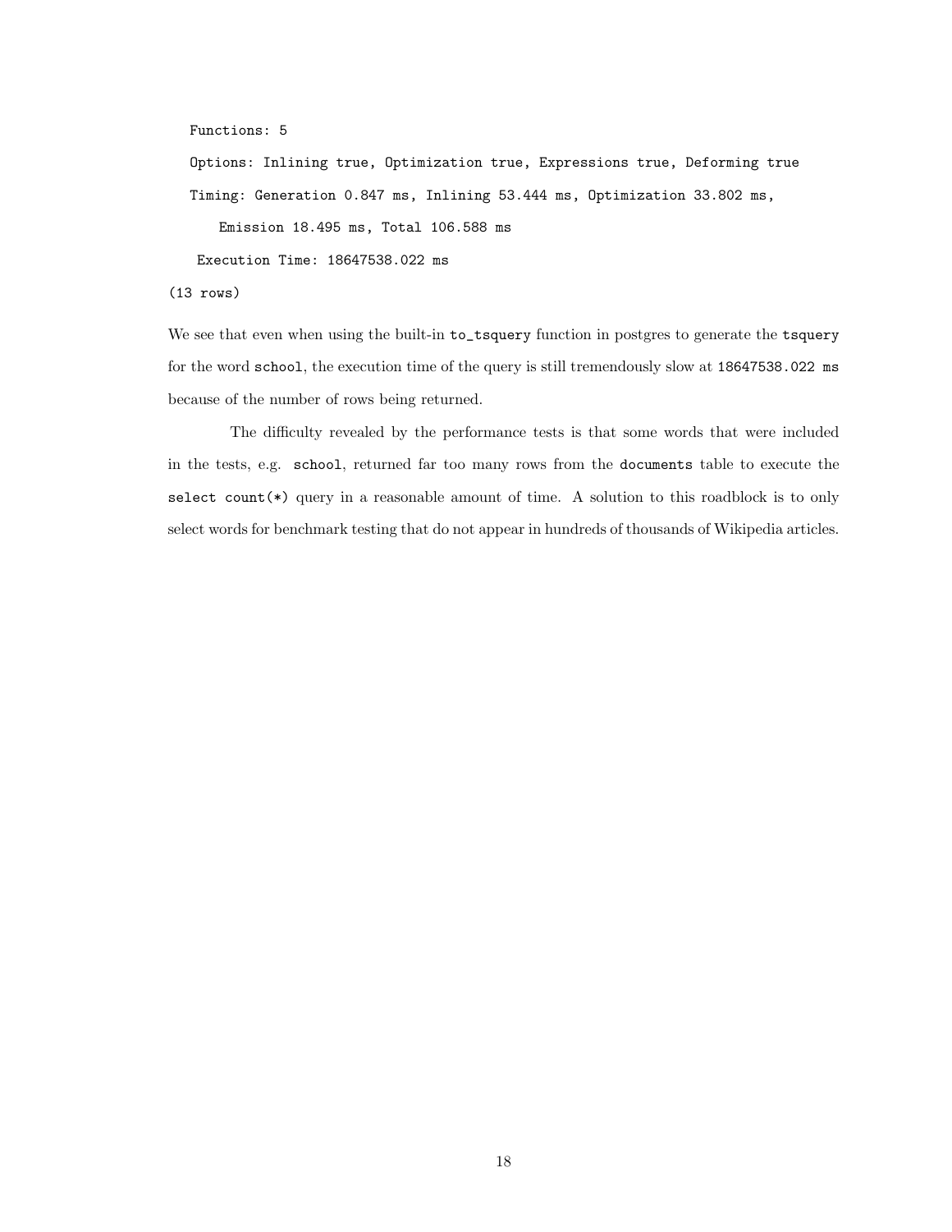```
   Functions: 5
   Options: Inlining true, Optimization true, Expressions true, Deforming true
   Timing: Generation 0.847 ms, Inlining 53.444 ms, Optimization 33.802 ms,
      Emission 18.495 ms, Total 106.588 ms
 Execution Time: 18647538.022 ms
(13 rows)
```

We see that even when using the built-in `to_tsquery` function in postgres to generate the `tsquery` for the word `school`, the execution time of the query is still tremendously slow at `18647538.022 ms` because of the number of rows being returned.

The difficulty revealed by the performance tests is that some words that were included in the tests, e.g. `school`, returned far too many rows from the `documents` table to execute the `select count(*)` query in a reasonable amount of time. A solution to this roadblock is to only select words for benchmark testing that do not appear in hundreds of thousands of Wikipedia articles.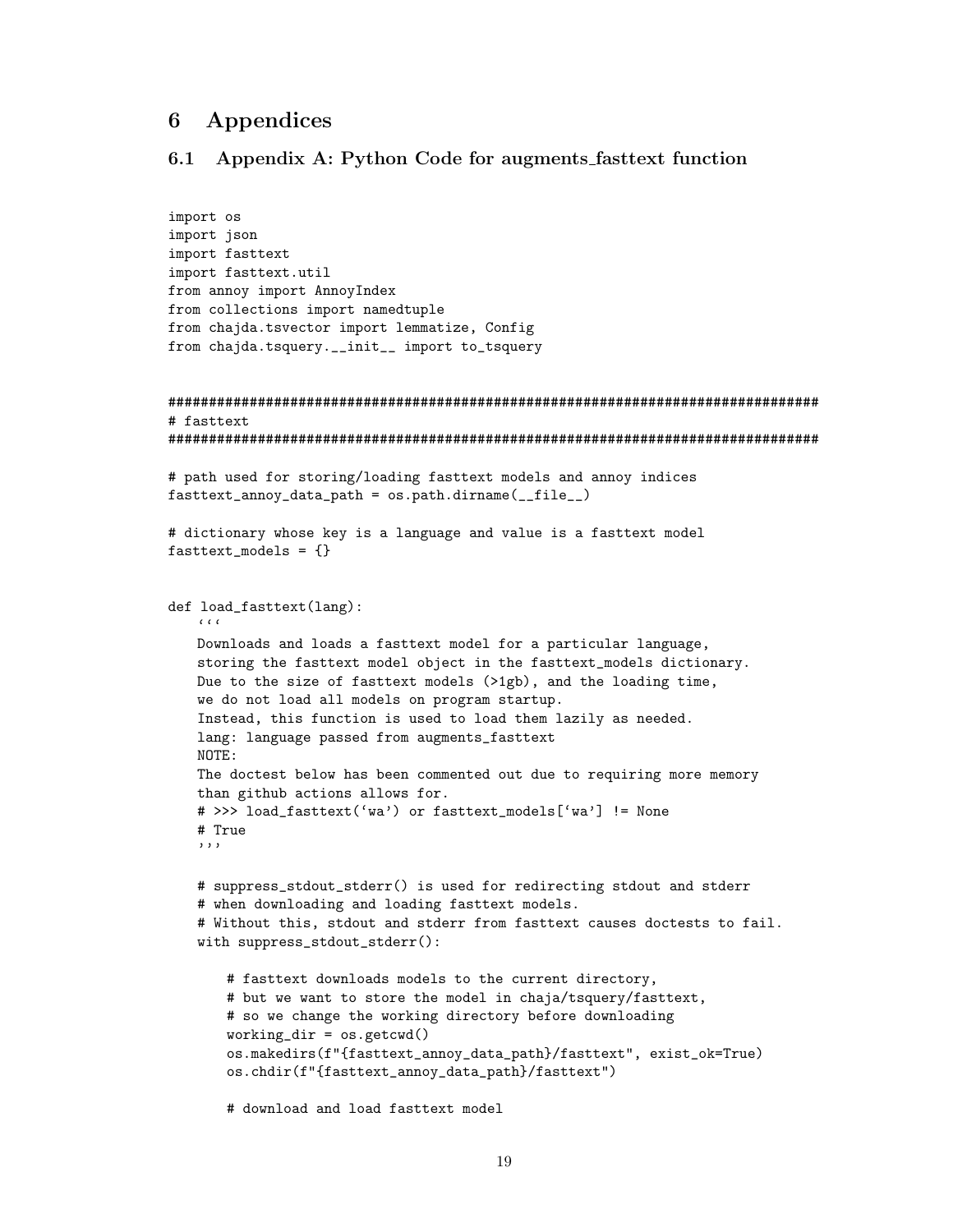# 6 Appendices

## 6.1 Appendix A: Python Code for augments_fasttext function

```
import os
import json
import fasttext
import fasttext.util
from annoy import AnnoyIndex
from collections import namedtuple
from chajda.tsvector import lemmatize, Config
from chajda.tsquery.__init__ import to_tsquery


################################################################################
# fasttext
################################################################################

# path used for storing/loading fasttext models and annoy indices
fasttext_annoy_data_path = os.path.dirname(__file__)

# dictionary whose key is a language and value is a fasttext model
fasttext_models = {}


def load_fasttext(lang):
    '''
    Downloads and loads a fasttext model for a particular language,
    storing the fasttext model object in the fasttext_models dictionary.
    Due to the size of fasttext models (>1gb), and the loading time,
    we do not load all models on program startup.
    Instead, this function is used to load them lazily as needed.
    lang: language passed from augments_fasttext
    NOTE:
    The doctest below has been commented out due to requiring more memory
    than github actions allows for.
    # >>> load_fasttext('wa') or fasttext_models['wa'] != None
    # True
    '''

    # suppress_stdout_stderr() is used for redirecting stdout and stderr
    # when downloading and loading fasttext models.
    # Without this, stdout and stderr from fasttext causes doctests to fail.
    with suppress_stdout_stderr():

        # fasttext downloads models to the current directory,
        # but we want to store the model in chaja/tsquery/fasttext,
        # so we change the working directory before downloading
        working_dir = os.getcwd()
        os.makedirs(f"{fasttext_annoy_data_path}/fasttext", exist_ok=True)
        os.chdir(f"{fasttext_annoy_data_path}/fasttext")

        # download and load fasttext model
```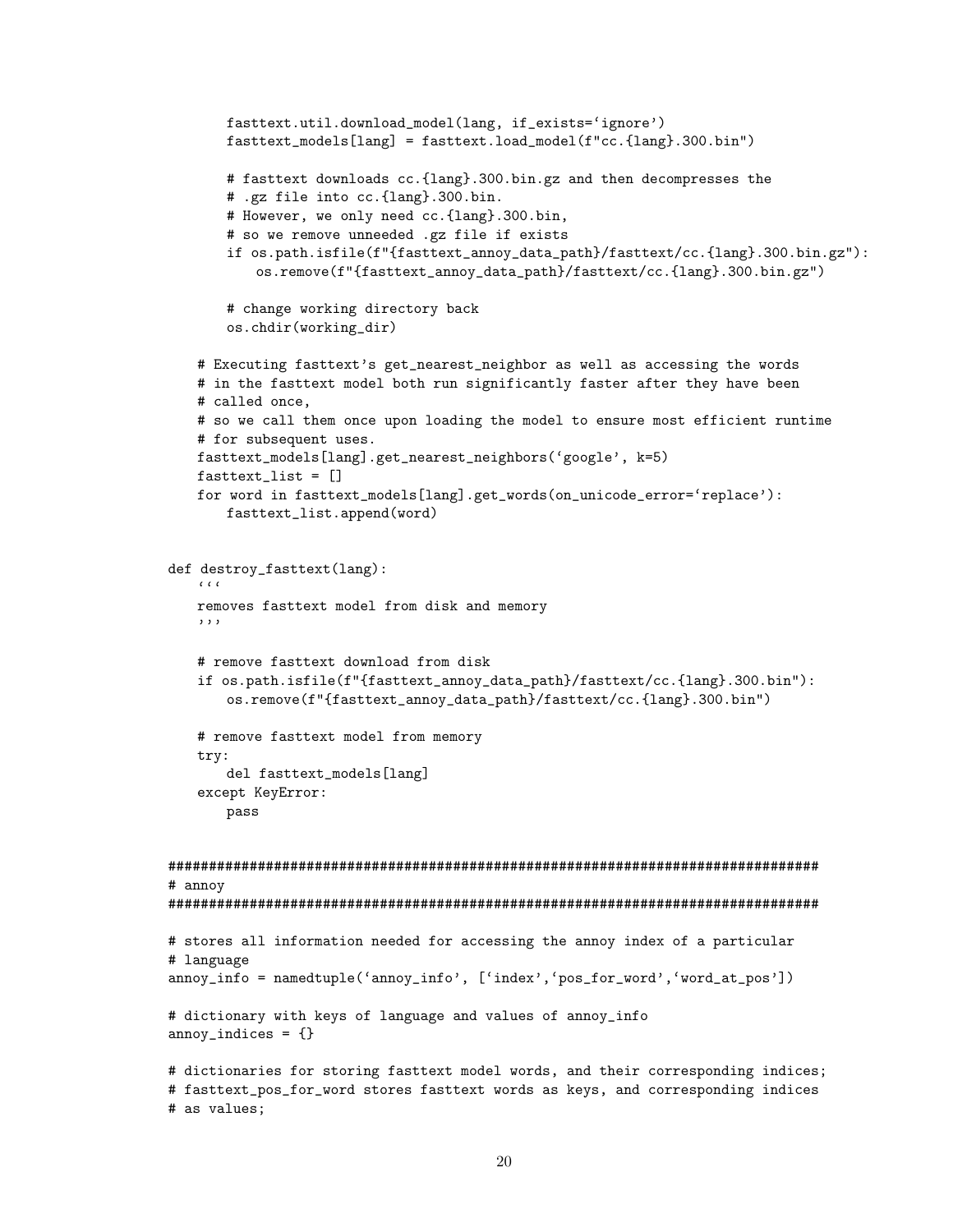```
        fasttext.util.download_model(lang, if_exists='ignore')
        fasttext_models[lang] = fasttext.load_model(f"cc.{lang}.300.bin")

        # fasttext downloads cc.{lang}.300.bin.gz and then decompresses the
        # .gz file into cc.{lang}.300.bin.
        # However, we only need cc.{lang}.300.bin,
        # so we remove unneeded .gz file if exists
        if os.path.isfile(f"{fasttext_annoy_data_path}/fasttext/cc.{lang}.300.bin.gz"):
            os.remove(f"{fasttext_annoy_data_path}/fasttext/cc.{lang}.300.bin.gz")

        # change working directory back
        os.chdir(working_dir)

    # Executing fasttext's get_nearest_neighbor as well as accessing the words
    # in the fasttext model both run significantly faster after they have been
    # called once,
    # so we call them once upon loading the model to ensure most efficient runtime
    # for subsequent uses.
    fasttext_models[lang].get_nearest_neighbors('google', k=5)
    fasttext_list = []
    for word in fasttext_models[lang].get_words(on_unicode_error='replace'):
        fasttext_list.append(word)


def destroy_fasttext(lang):
    '''
    removes fasttext model from disk and memory
    '''

    # remove fasttext download from disk
    if os.path.isfile(f"{fasttext_annoy_data_path}/fasttext/cc.{lang}.300.bin"):
        os.remove(f"{fasttext_annoy_data_path}/fasttext/cc.{lang}.300.bin")

    # remove fasttext model from memory
    try:
        del fasttext_models[lang]
    except KeyError:
        pass


################################################################################
# annoy
################################################################################

# stores all information needed for accessing the annoy index of a particular
# language
annoy_info = namedtuple('annoy_info', ['index','pos_for_word','word_at_pos'])

# dictionary with keys of language and values of annoy_info
annoy_indices = {}

# dictionaries for storing fasttext model words, and their corresponding indices;
# fasttext_pos_for_word stores fasttext words as keys, and corresponding indices
# as values;
```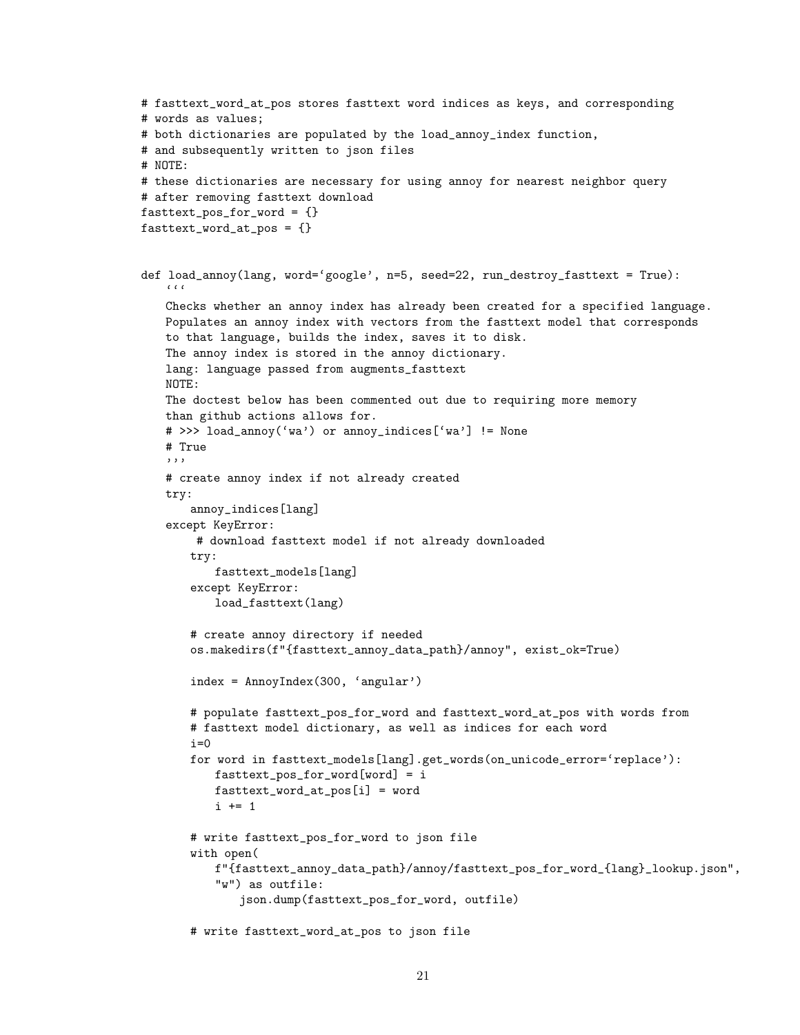```
# fasttext_word_at_pos stores fasttext word indices as keys, and corresponding
# words as values;
# both dictionaries are populated by the load_annoy_index function,
# and subsequently written to json files
# NOTE:
# these dictionaries are necessary for using annoy for nearest neighbor query
# after removing fasttext download
fasttext_pos_for_word = {}
fasttext_word_at_pos = {}


def load_annoy(lang, word='google', n=5, seed=22, run_destroy_fasttext = True):
    '''
    Checks whether an annoy index has already been created for a specified language.
    Populates an annoy index with vectors from the fasttext model that corresponds
    to that language, builds the index, saves it to disk.
    The annoy index is stored in the annoy dictionary.
    lang: language passed from augments_fasttext
    NOTE:
    The doctest below has been commented out due to requiring more memory
    than github actions allows for.
    # >>> load_annoy('wa') or annoy_indices['wa'] != None
    # True
    '''
    # create annoy index if not already created
    try:
        annoy_indices[lang]
    except KeyError:
         # download fasttext model if not already downloaded
        try:
            fasttext_models[lang]
        except KeyError:
            load_fasttext(lang)

        # create annoy directory if needed
        os.makedirs(f"{fasttext_annoy_data_path}/annoy", exist_ok=True)

        index = AnnoyIndex(300, 'angular')

        # populate fasttext_pos_for_word and fasttext_word_at_pos with words from
        # fasttext model dictionary, as well as indices for each word
        i=0
        for word in fasttext_models[lang].get_words(on_unicode_error='replace'):
            fasttext_pos_for_word[word] = i
            fasttext_word_at_pos[i] = word
            i += 1

        # write fasttext_pos_for_word to json file
        with open(
            f"{fasttext_annoy_data_path}/annoy/fasttext_pos_for_word_{lang}_lookup.json",
            "w") as outfile:
                json.dump(fasttext_pos_for_word, outfile)

        # write fasttext_word_at_pos to json file
```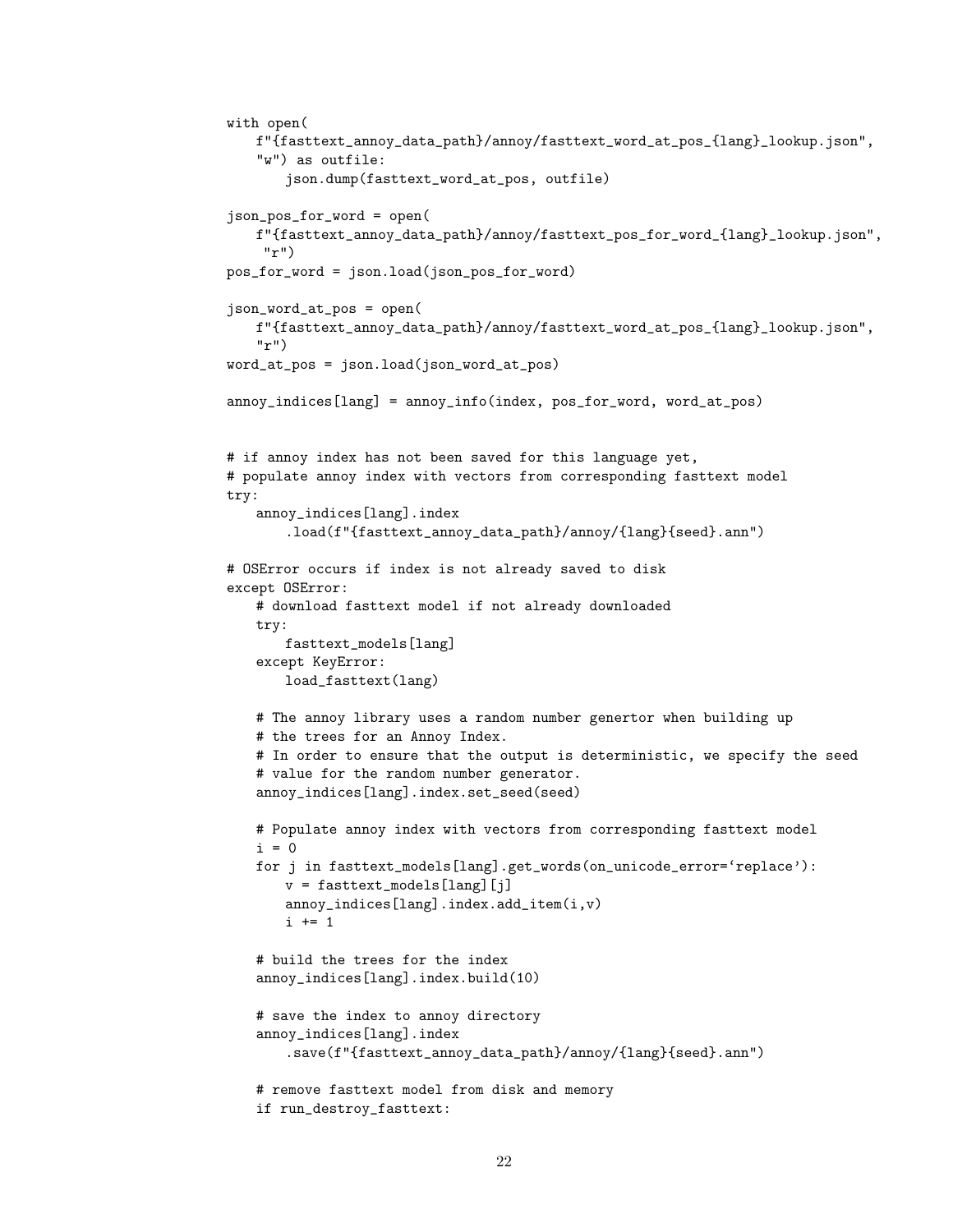```
with open(
    f"{fasttext_annoy_data_path}/annoy/fasttext_word_at_pos_{lang}_lookup.json",
    "w") as outfile:
        json.dump(fasttext_word_at_pos, outfile)

json_pos_for_word = open(
    f"{fasttext_annoy_data_path}/annoy/fasttext_pos_for_word_{lang}_lookup.json",
     "r")
pos_for_word = json.load(json_pos_for_word)

json_word_at_pos = open(
    f"{fasttext_annoy_data_path}/annoy/fasttext_word_at_pos_{lang}_lookup.json",
    "r")
word_at_pos = json.load(json_word_at_pos)

annoy_indices[lang] = annoy_info(index, pos_for_word, word_at_pos)


# if annoy index has not been saved for this language yet,
# populate annoy index with vectors from corresponding fasttext model
try:
    annoy_indices[lang].index
        .load(f"{fasttext_annoy_data_path}/annoy/{lang}{seed}.ann")

# OSError occurs if index is not already saved to disk
except OSError:
    # download fasttext model if not already downloaded
    try:
        fasttext_models[lang]
    except KeyError:
        load_fasttext(lang)

    # The annoy library uses a random number genertor when building up
    # the trees for an Annoy Index.
    # In order to ensure that the output is deterministic, we specify the seed
    # value for the random number generator.
    annoy_indices[lang].index.set_seed(seed)

    # Populate annoy index with vectors from corresponding fasttext model
    i = 0
    for j in fasttext_models[lang].get_words(on_unicode_error='replace'):
        v = fasttext_models[lang][j]
        annoy_indices[lang].index.add_item(i,v)
        i += 1

    # build the trees for the index
    annoy_indices[lang].index.build(10)

    # save the index to annoy directory
    annoy_indices[lang].index
        .save(f"{fasttext_annoy_data_path}/annoy/{lang}{seed}.ann")

    # remove fasttext model from disk and memory
    if run_destroy_fasttext:
```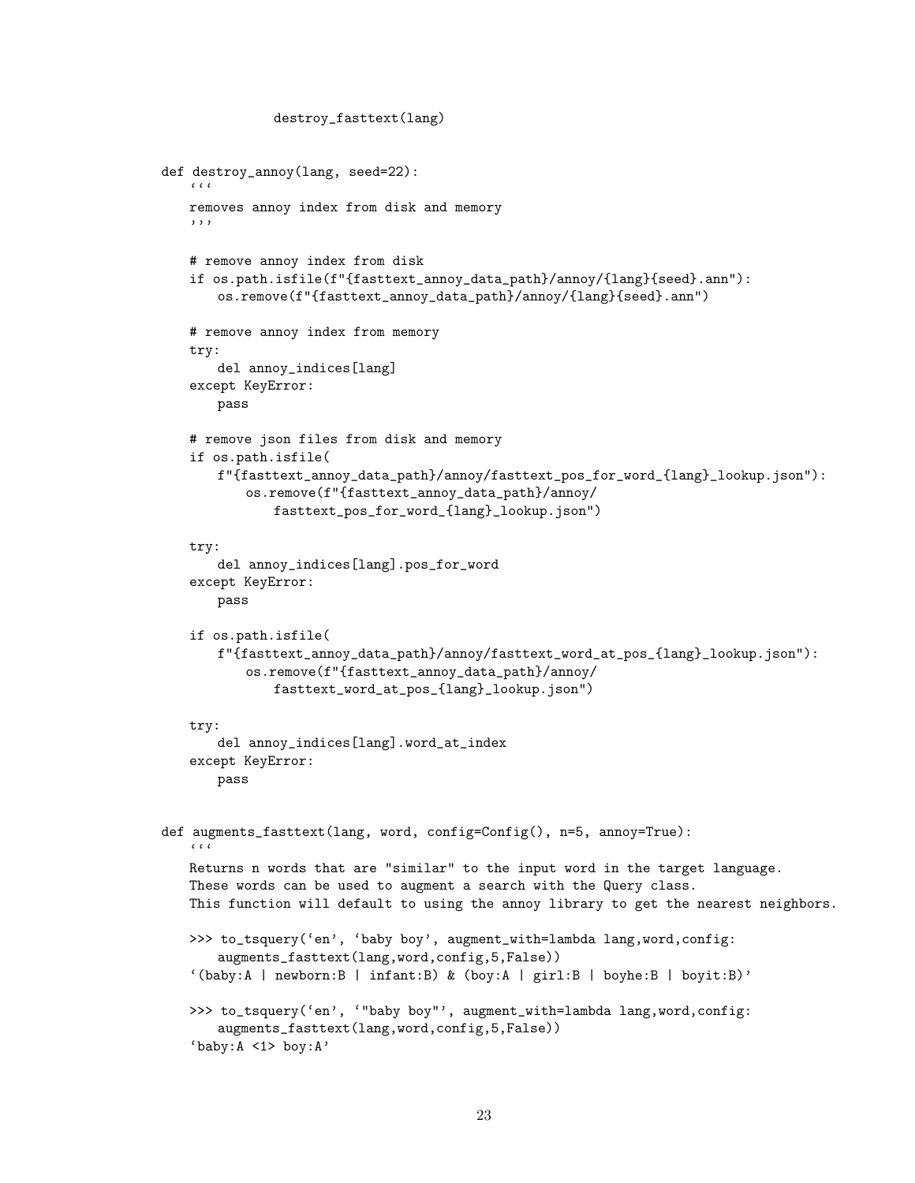```
            destroy_fasttext(lang)


def destroy_annoy(lang, seed=22):
    '''
    removes annoy index from disk and memory
    '''

    # remove annoy index from disk
    if os.path.isfile(f"{fasttext_annoy_data_path}/annoy/{lang}{seed}.ann"):
        os.remove(f"{fasttext_annoy_data_path}/annoy/{lang}{seed}.ann")

    # remove annoy index from memory
    try:
        del annoy_indices[lang]
    except KeyError:
        pass

    # remove json files from disk and memory
    if os.path.isfile(
        f"{fasttext_annoy_data_path}/annoy/fasttext_pos_for_word_{lang}_lookup.json"):
            os.remove(f"{fasttext_annoy_data_path}/annoy/
                fasttext_pos_for_word_{lang}_lookup.json")

    try:
        del annoy_indices[lang].pos_for_word
    except KeyError:
        pass

    if os.path.isfile(
        f"{fasttext_annoy_data_path}/annoy/fasttext_word_at_pos_{lang}_lookup.json"):
            os.remove(f"{fasttext_annoy_data_path}/annoy/
                fasttext_word_at_pos_{lang}_lookup.json")

    try:
        del annoy_indices[lang].word_at_index
    except KeyError:
        pass


def augments_fasttext(lang, word, config=Config(), n=5, annoy=True):
    '''
    Returns n words that are "similar" to the input word in the target language.
    These words can be used to augment a search with the Query class.
    This function will default to using the annoy library to get the nearest neighbors.

    >>> to_tsquery('en', 'baby boy', augment_with=lambda lang,word,config:
        augments_fasttext(lang,word,config,5,False))
    '(baby:A | newborn:B | infant:B) & (boy:A | girl:B | boyhe:B | boyit:B)'

    >>> to_tsquery('en', '"baby boy"', augment_with=lambda lang,word,config:
        augments_fasttext(lang,word,config,5,False))
    'baby:A <1> boy:A'
```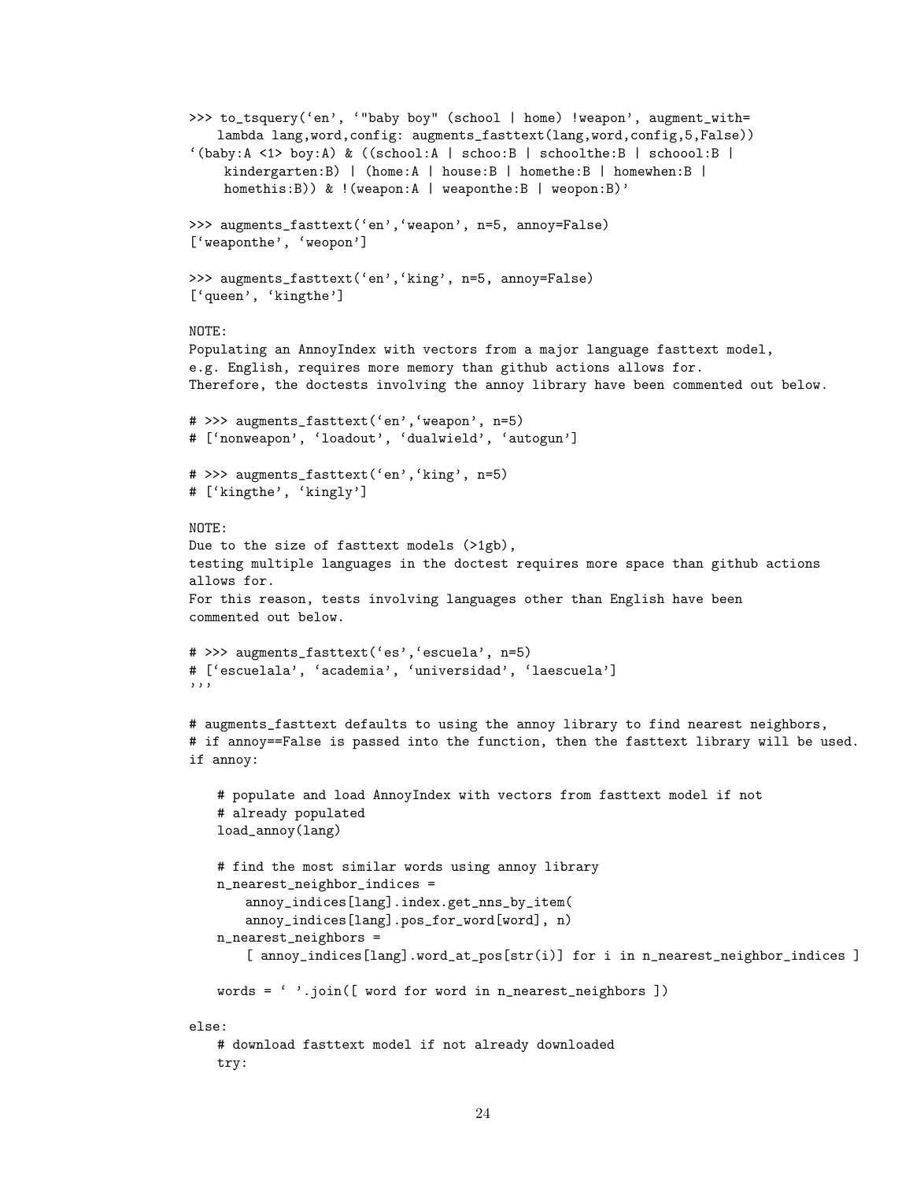```
>>> to_tsquery('en', '"baby boy" (school | home) !weapon', augment_with=
    lambda lang,word,config: augments_fasttext(lang,word,config,5,False))
'(baby:A <1> boy:A) & ((school:A | schoo:B | schoolthe:B | schoool:B |
     kindergarten:B) | (home:A | house:B | homethe:B | homewhen:B |
     homethis:B)) & !(weapon:A | weaponthe:B | weopon:B)'

>>> augments_fasttext('en','weapon', n=5, annoy=False)
['weaponthe', 'weopon']

>>> augments_fasttext('en','king', n=5, annoy=False)
['queen', 'kingthe']

NOTE:
Populating an AnnoyIndex with vectors from a major language fasttext model,
e.g. English, requires more memory than github actions allows for.
Therefore, the doctests involving the annoy library have been commented out below.

# >>> augments_fasttext('en','weapon', n=5)
# ['nonweapon', 'loadout', 'dualwield', 'autogun']

# >>> augments_fasttext('en','king', n=5)
# ['kingthe', 'kingly']

NOTE:
Due to the size of fasttext models (>1gb),
testing multiple languages in the doctest requires more space than github actions
allows for.
For this reason, tests involving languages other than English have been
commented out below.

# >>> augments_fasttext('es','escuela', n=5)
# ['escuelala', 'academia', 'universidad', 'laescuela']
'''

# augments_fasttext defaults to using the annoy library to find nearest neighbors,
# if annoy==False is passed into the function, then the fasttext library will be used.
if annoy:

    # populate and load AnnoyIndex with vectors from fasttext model if not
    # already populated
    load_annoy(lang)

    # find the most similar words using annoy library
    n_nearest_neighbor_indices =
        annoy_indices[lang].index.get_nns_by_item(
        annoy_indices[lang].pos_for_word[word], n)
    n_nearest_neighbors =
        [ annoy_indices[lang].word_at_pos[str(i)] for i in n_nearest_neighbor_indices ]

    words = ' '.join([ word for word in n_nearest_neighbors ])

else:
    # download fasttext model if not already downloaded
    try:
```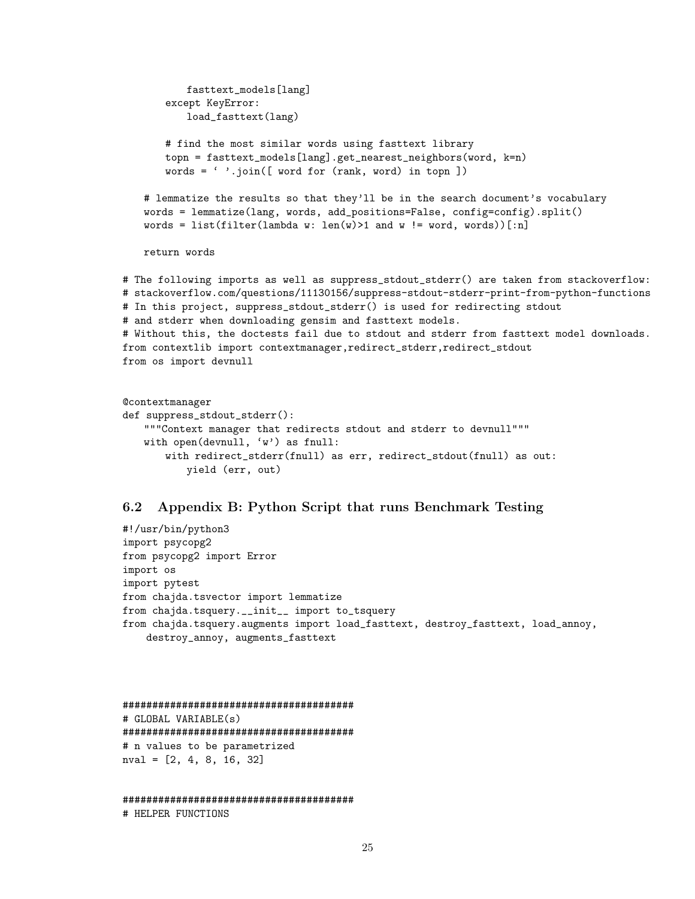```
            fasttext_models[lang]
        except KeyError:
            load_fasttext(lang)

        # find the most similar words using fasttext library
        topn = fasttext_models[lang].get_nearest_neighbors(word, k=n)
        words = ' '.join([ word for (rank, word) in topn ])

    # lemmatize the results so that they'll be in the search document's vocabulary
    words = lemmatize(lang, words, add_positions=False, config=config).split()
    words = list(filter(lambda w: len(w)>1 and w != word, words))[:n]

    return words

# The following imports as well as suppress_stdout_stderr() are taken from stackoverflow:
# stackoverflow.com/questions/11130156/suppress-stdout-stderr-print-from-python-functions
# In this project, suppress_stdout_stderr() is used for redirecting stdout
# and stderr when downloading gensim and fasttext models.
# Without this, the doctests fail due to stdout and stderr from fasttext model downloads.
from contextlib import contextmanager,redirect_stderr,redirect_stdout
from os import devnull


@contextmanager
def suppress_stdout_stderr():
    """Context manager that redirects stdout and stderr to devnull"""
    with open(devnull, 'w') as fnull:
        with redirect_stderr(fnull) as err, redirect_stdout(fnull) as out:
            yield (err, out)
```

### 6.2 Appendix B: Python Script that runs Benchmark Testing

```
#!/usr/bin/python3
import psycopg2
from psycopg2 import Error
import os
import pytest
from chajda.tsvector import lemmatize
from chajda.tsquery.__init__ import to_tsquery
from chajda.tsquery.augments import load_fasttext, destroy_fasttext, load_annoy,
    destroy_annoy, augments_fasttext



########################################
# GLOBAL VARIABLE(s)
########################################
# n values to be parametrized
nval = [2, 4, 8, 16, 32]


########################################
# HELPER FUNCTIONS
```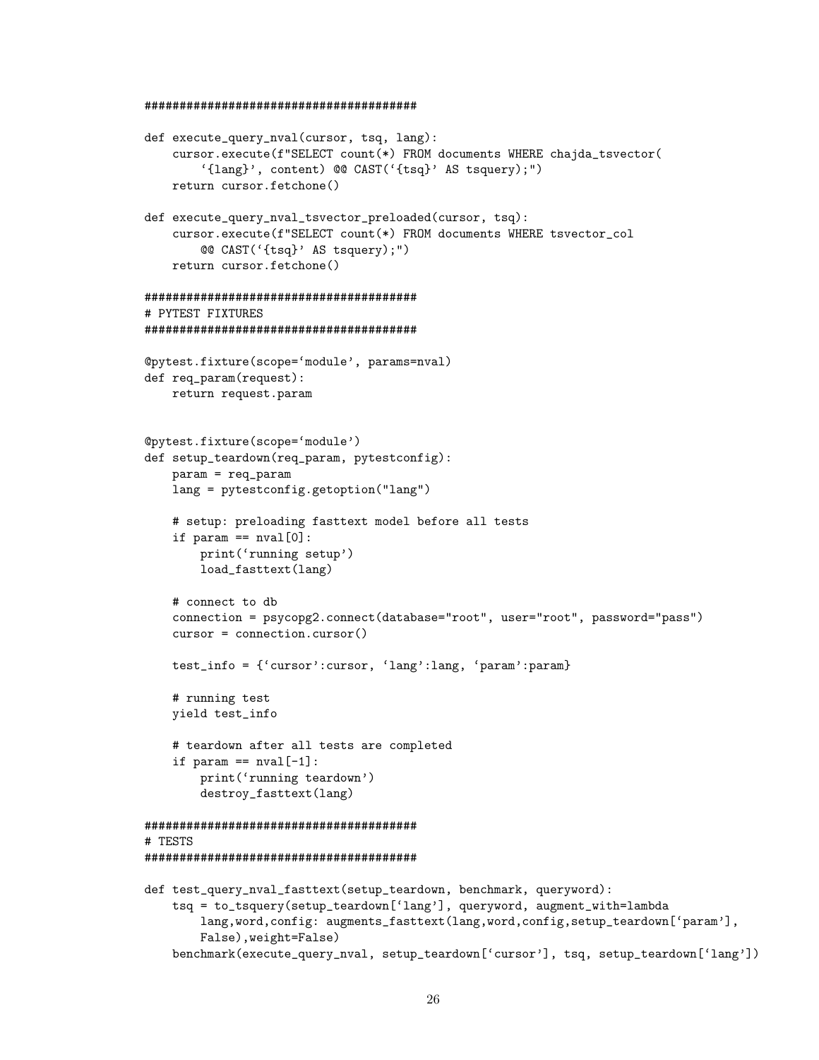```
########################################

def execute_query_nval(cursor, tsq, lang):
    cursor.execute(f"SELECT count(*) FROM documents WHERE chajda_tsvector(
        '{lang}', content) @@ CAST('{tsq}' AS tsquery);")
    return cursor.fetchone()

def execute_query_nval_tsvector_preloaded(cursor, tsq):
    cursor.execute(f"SELECT count(*) FROM documents WHERE tsvector_col
        @@ CAST('{tsq}' AS tsquery);")
    return cursor.fetchone()

########################################
# PYTEST FIXTURES
########################################

@pytest.fixture(scope='module', params=nval)
def req_param(request):
    return request.param


@pytest.fixture(scope='module')
def setup_teardown(req_param, pytestconfig):
    param = req_param
    lang = pytestconfig.getoption("lang")

    # setup: preloading fasttext model before all tests
    if param == nval[0]:
        print('running setup')
        load_fasttext(lang)

    # connect to db
    connection = psycopg2.connect(database="root", user="root", password="pass")
    cursor = connection.cursor()

    test_info = {'cursor':cursor, 'lang':lang, 'param':param}

    # running test
    yield test_info

    # teardown after all tests are completed
    if param == nval[-1]:
        print('running teardown')
        destroy_fasttext(lang)

########################################
# TESTS
########################################

def test_query_nval_fasttext(setup_teardown, benchmark, queryword):
    tsq = to_tsquery(setup_teardown['lang'], queryword, augment_with=lambda
        lang,word,config: augments_fasttext(lang,word,config,setup_teardown['param'],
        False),weight=False)
    benchmark(execute_query_nval, setup_teardown['cursor'], tsq, setup_teardown['lang'])
```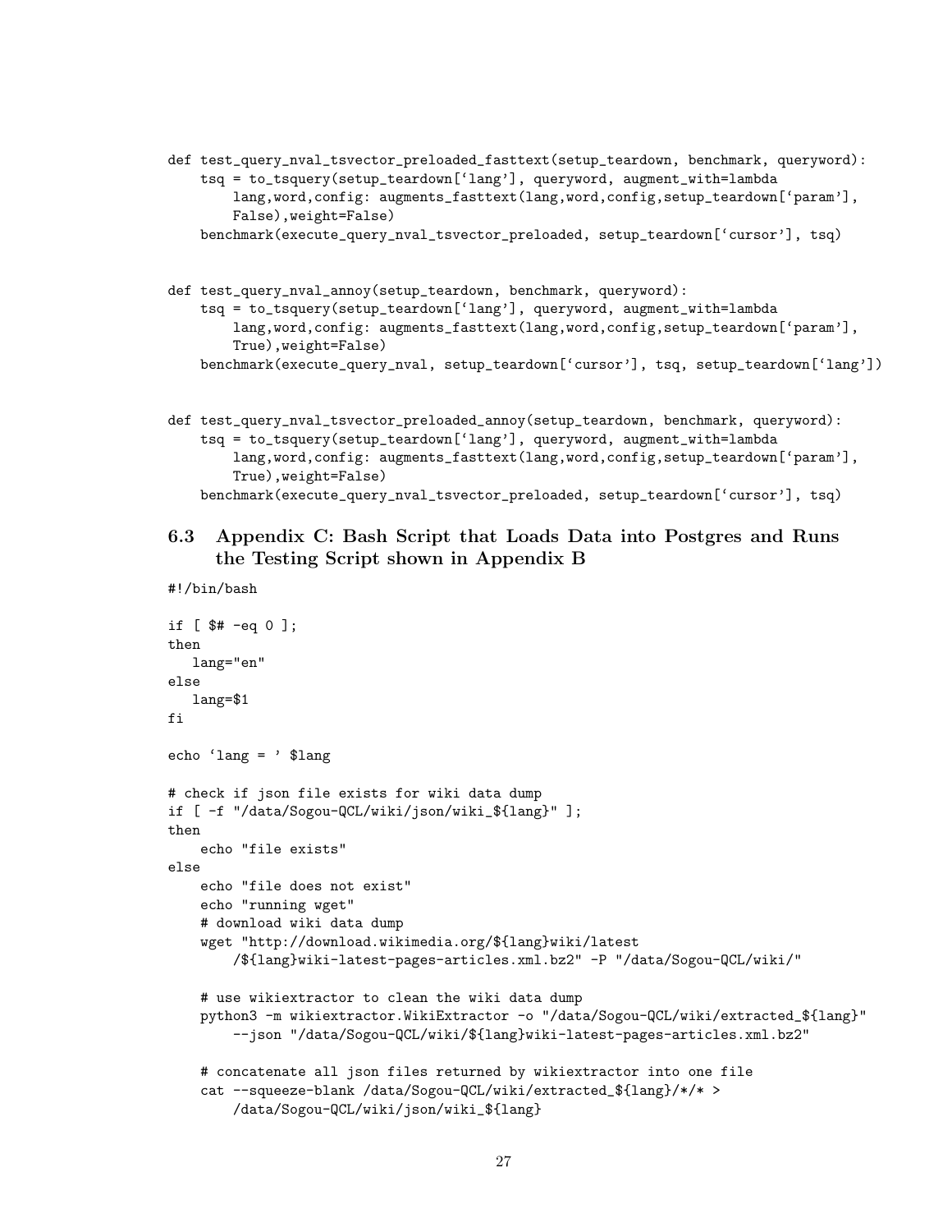```
def test_query_nval_tsvector_preloaded_fasttext(setup_teardown, benchmark, queryword):
    tsq = to_tsquery(setup_teardown['lang'], queryword, augment_with=lambda
        lang,word,config: augments_fasttext(lang,word,config,setup_teardown['param'],
        False),weight=False)
    benchmark(execute_query_nval_tsvector_preloaded, setup_teardown['cursor'], tsq)


def test_query_nval_annoy(setup_teardown, benchmark, queryword):
    tsq = to_tsquery(setup_teardown['lang'], queryword, augment_with=lambda
        lang,word,config: augments_fasttext(lang,word,config,setup_teardown['param'],
        True),weight=False)
    benchmark(execute_query_nval, setup_teardown['cursor'], tsq, setup_teardown['lang'])


def test_query_nval_tsvector_preloaded_annoy(setup_teardown, benchmark, queryword):
    tsq = to_tsquery(setup_teardown['lang'], queryword, augment_with=lambda
        lang,word,config: augments_fasttext(lang,word,config,setup_teardown['param'],
        True),weight=False)
    benchmark(execute_query_nval_tsvector_preloaded, setup_teardown['cursor'], tsq)
```

### 6.3 Appendix C: Bash Script that Loads Data into Postgres and Runs the Testing Script shown in Appendix B

```
#!/bin/bash

if [ $# -eq 0 ];
then
   lang="en"
else
   lang=$1
fi

echo 'lang = ' $lang

# check if json file exists for wiki data dump
if [ -f "/data/Sogou-QCL/wiki/json/wiki_${lang}" ];
then
    echo "file exists"
else
    echo "file does not exist"
    echo "running wget"
    # download wiki data dump
    wget "http://download.wikimedia.org/${lang}wiki/latest
        /${lang}wiki-latest-pages-articles.xml.bz2" -P "/data/Sogou-QCL/wiki/"

    # use wikiextractor to clean the wiki data dump
    python3 -m wikiextractor.WikiExtractor -o "/data/Sogou-QCL/wiki/extracted_${lang}"
        --json "/data/Sogou-QCL/wiki/${lang}wiki-latest-pages-articles.xml.bz2"

    # concatenate all json files returned by wikiextractor into one file
    cat --squeeze-blank /data/Sogou-QCL/wiki/extracted_${lang}/*/* >
        /data/Sogou-QCL/wiki/json/wiki_${lang}
```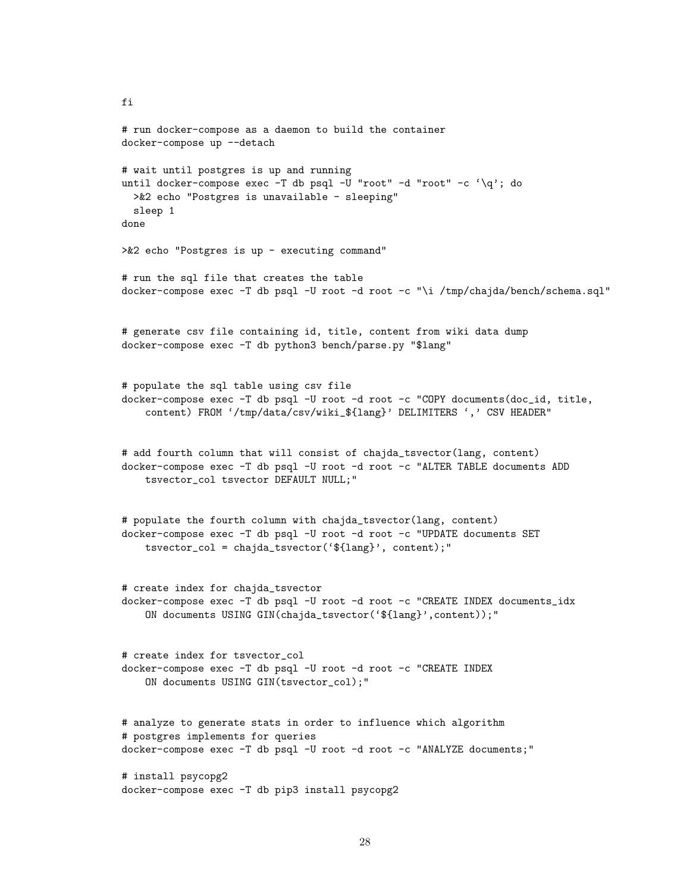```
fi

# run docker-compose as a daemon to build the container
docker-compose up --detach

# wait until postgres is up and running
until docker-compose exec -T db psql -U "root" -d "root" -c '\q'; do
  >&2 echo "Postgres is unavailable - sleeping"
  sleep 1
done

>&2 echo "Postgres is up - executing command"

# run the sql file that creates the table
docker-compose exec -T db psql -U root -d root -c "\i /tmp/chajda/bench/schema.sql"


# generate csv file containing id, title, content from wiki data dump
docker-compose exec -T db python3 bench/parse.py "$lang"


# populate the sql table using csv file
docker-compose exec -T db psql -U root -d root -c "COPY documents(doc_id, title,
    content) FROM '/tmp/data/csv/wiki_${lang}' DELIMITERS ',' CSV HEADER"


# add fourth column that will consist of chajda_tsvector(lang, content)
docker-compose exec -T db psql -U root -d root -c "ALTER TABLE documents ADD
    tsvector_col tsvector DEFAULT NULL;"


# populate the fourth column with chajda_tsvector(lang, content)
docker-compose exec -T db psql -U root -d root -c "UPDATE documents SET
    tsvector_col = chajda_tsvector('${lang}', content);"


# create index for chajda_tsvector
docker-compose exec -T db psql -U root -d root -c "CREATE INDEX documents_idx
    ON documents USING GIN(chajda_tsvector('${lang}',content));"


# create index for tsvector_col
docker-compose exec -T db psql -U root -d root -c "CREATE INDEX
    ON documents USING GIN(tsvector_col);"


# analyze to generate stats in order to influence which algorithm
# postgres implements for queries
docker-compose exec -T db psql -U root -d root -c "ANALYZE documents;"

# install psycopg2
docker-compose exec -T db pip3 install psycopg2
```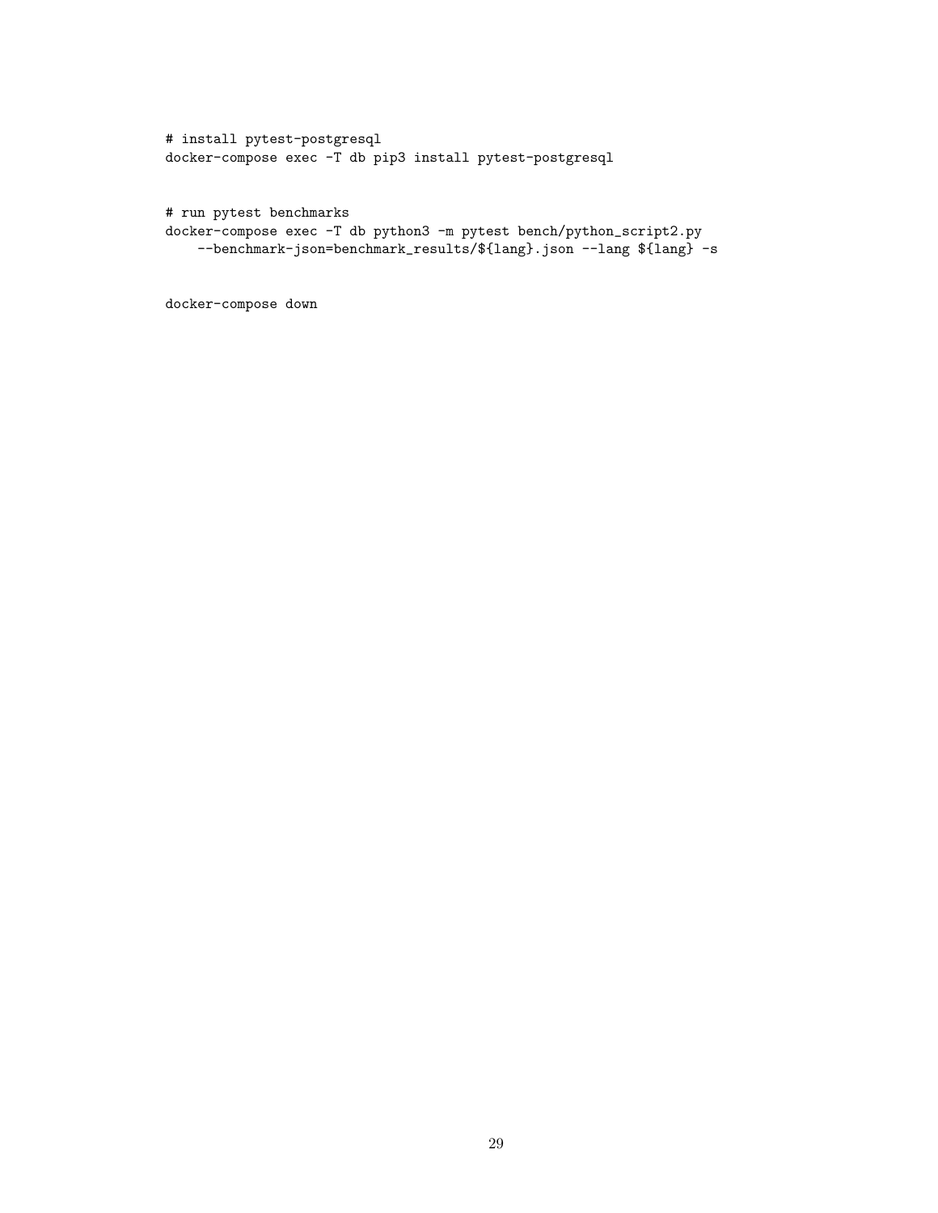```
# install pytest-postgresql
docker-compose exec -T db pip3 install pytest-postgresql


# run pytest benchmarks
docker-compose exec -T db python3 -m pytest bench/python_script2.py
    --benchmark-json=benchmark_results/${lang}.json --lang ${lang} -s


docker-compose down
```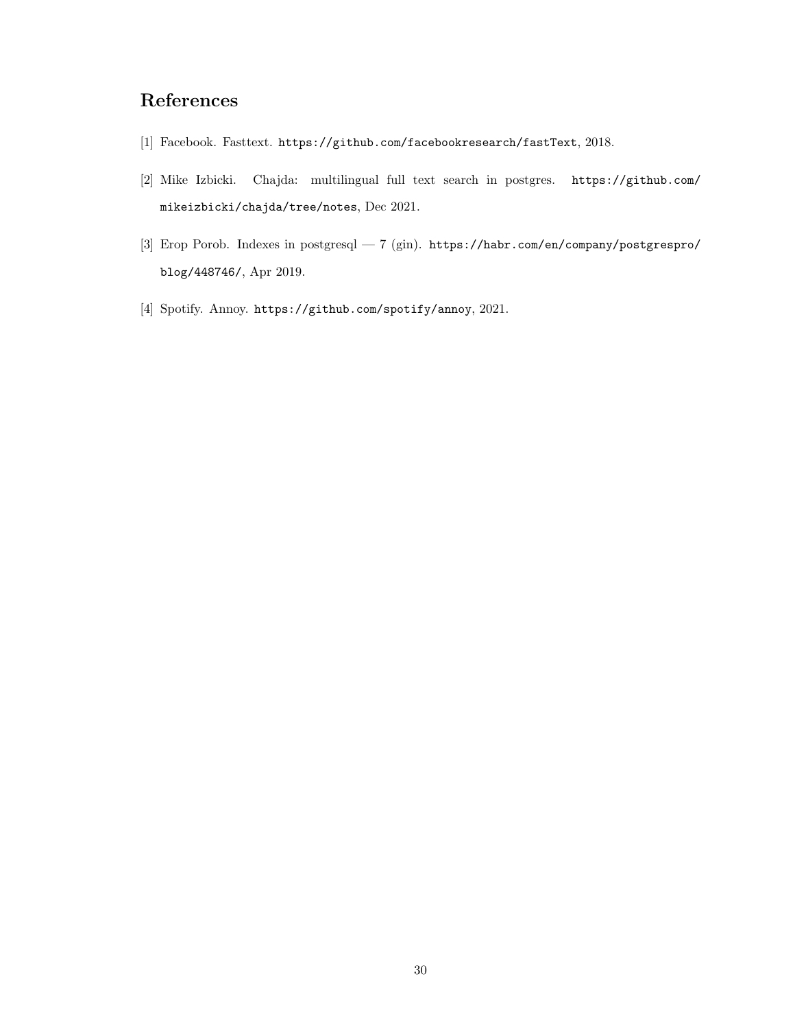# References

[1] Facebook. Fasttext. `https://github.com/facebookresearch/fastText`, 2018.

[2] Mike Izbicki. Chajda: multilingual full text search in postgres. `https://github.com/mikeizbicki/chajda/tree/notes`, Dec 2021.

[3] Erop Porob. Indexes in postgresql — 7 (gin). `https://habr.com/en/company/postgrespro/blog/448746/`, Apr 2019.

[4] Spotify. Annoy. `https://github.com/spotify/annoy`, 2021.